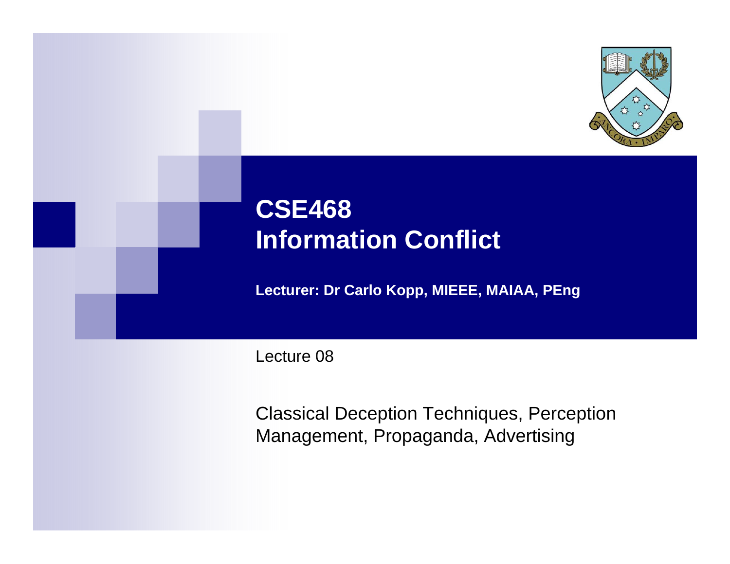# CSE468 Information Conflict

**Lecturer: Dr Carlo Kopp, MIEEE, MAIAA, PEng**

Lecture 08

Classical Deception Techniques, Perception Management, Propaganda, Advertising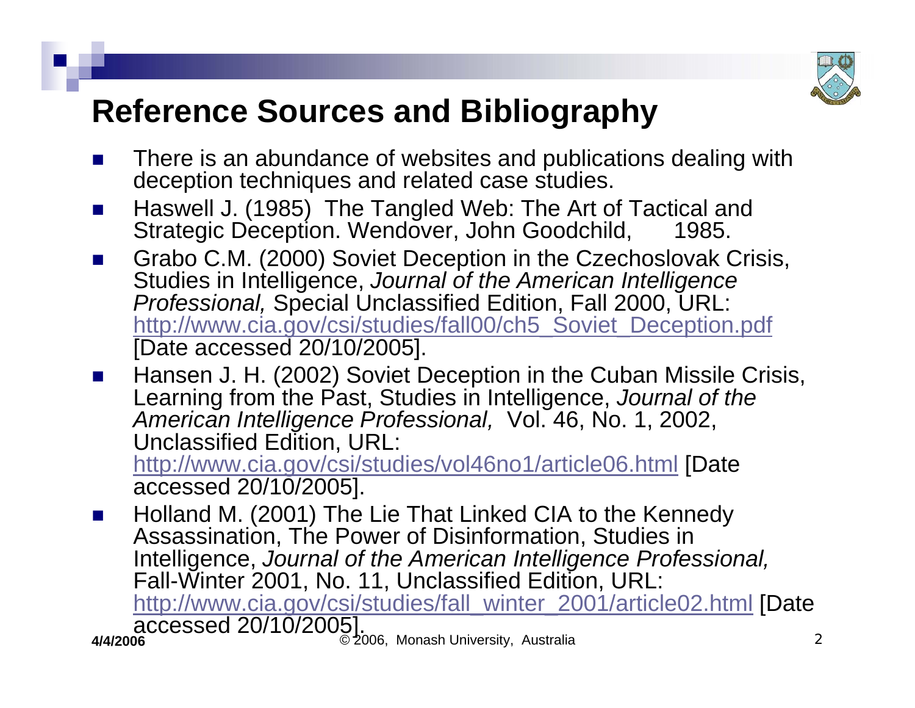# Reference Sources and Bibliography

- There is an abundance of websites and publications dealing with deception techniques and related case studies.
- Haswell J. (1985) The Tangled Web: The Art of Tactical and Strategic Deception. Wendover, John Goodchild, 1985.
- Grabo C.M. (2000) Soviet Deception in the Czechoslovak Crisis, Studies in Intelligence, *Journal of the American Intelligence Professional,* Special Unclassified Edition, Fall 2000, URL: http://www.cia.gov/csi/studies/fall00/ch5_Soviet_Deception.pdf [Date accessed 20/10/2005].
- Hansen J. H. (2002) Soviet Deception in the Cuban Missile Crisis, Learning from the Past, Studies in Intelligence, *Journal of the American Intelligence Professional,* Vol. 46, No. 1, 2002, Unclassified Edition, URL: http://www.cia.gov/csi/studies/vol46no1/article06.html [Date accessed 20/10/2005].
- Holland M. (2001) The Lie That Linked CIA to the Kennedy Assassination, The Power of Disinformation, Studies in Intelligence, *Journal of the American Intelligence Professional,* Fall-Winter 2001, No. 11, Unclassified Edition, URL: http://www.cia.gov/csi/studies/fall_winter_2001/article02.html [Date accessed 20/10/2005].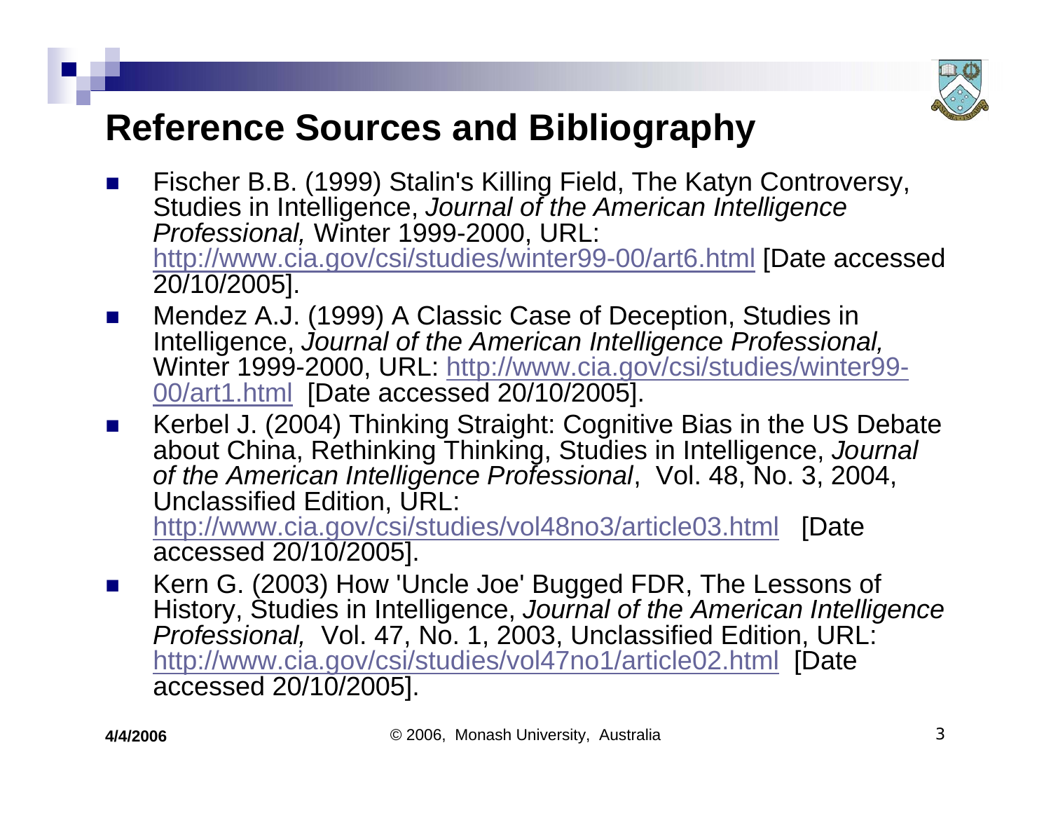# Reference Sources and Bibliography

- Fischer B.B. (1999) Stalin's Killing Field, The Katyn Controversy, Studies in Intelligence, *Journal of the American Intelligence Professional,* Winter 1999-2000, URL: http://www.cia.gov/csi/studies/winter99-00/art6.html [Date accessed 20/10/2005].
- Mendez A.J. (1999) A Classic Case of Deception, Studies in Intelligence, *Journal of the American Intelligence Professional,* Winter 1999-2000, URL: http://www.cia.gov/csi/studies/winter99-00/art1.html [Date accessed 20/10/2005].
- Kerbel J. (2004) Thinking Straight: Cognitive Bias in the US Debate about China, Rethinking Thinking, Studies in Intelligence, *Journal of the American Intelligence Professional*, Vol. 48, No. 3, 2004, Unclassified Edition, URL: http://www.cia.gov/csi/studies/vol48no3/article03.html [Date accessed 20/10/2005].
- Kern G. (2003) How 'Uncle Joe' Bugged FDR, The Lessons of History, Studies in Intelligence, *Journal of the American Intelligence Professional,* Vol. 47, No. 1, 2003, Unclassified Edition, URL: http://www.cia.gov/csi/studies/vol47no1/article02.html [Date accessed 20/10/2005].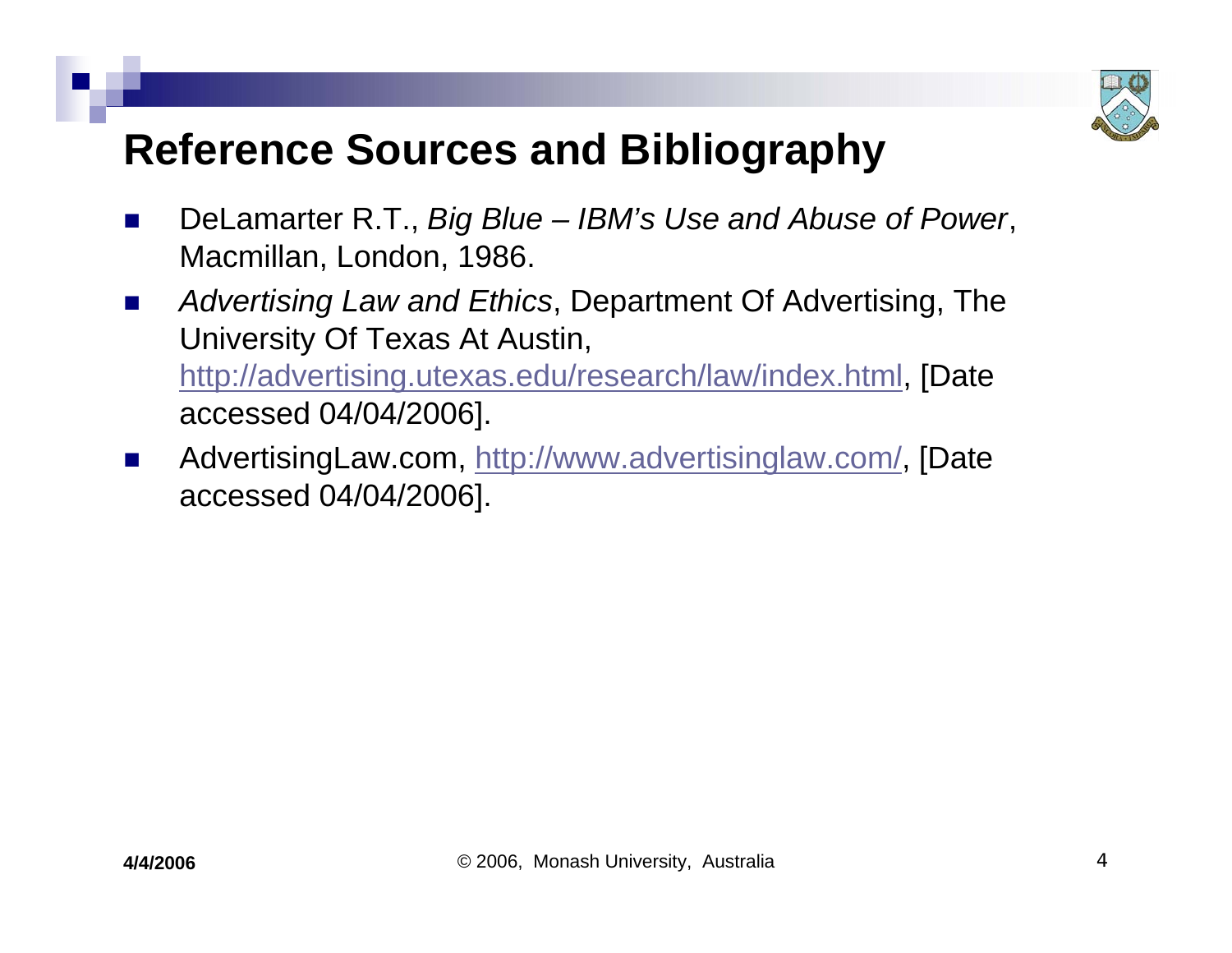# Reference Sources and Bibliography

- DeLamarter R.T., *Big Blue – IBM's Use and Abuse of Power*, Macmillan, London, 1986.
- *Advertising Law and Ethics*, Department Of Advertising, The University Of Texas At Austin, http://advertising.utexas.edu/research/law/index.html, [Date accessed 04/04/2006].
- AdvertisingLaw.com, http://www.advertisinglaw.com/, [Date accessed 04/04/2006].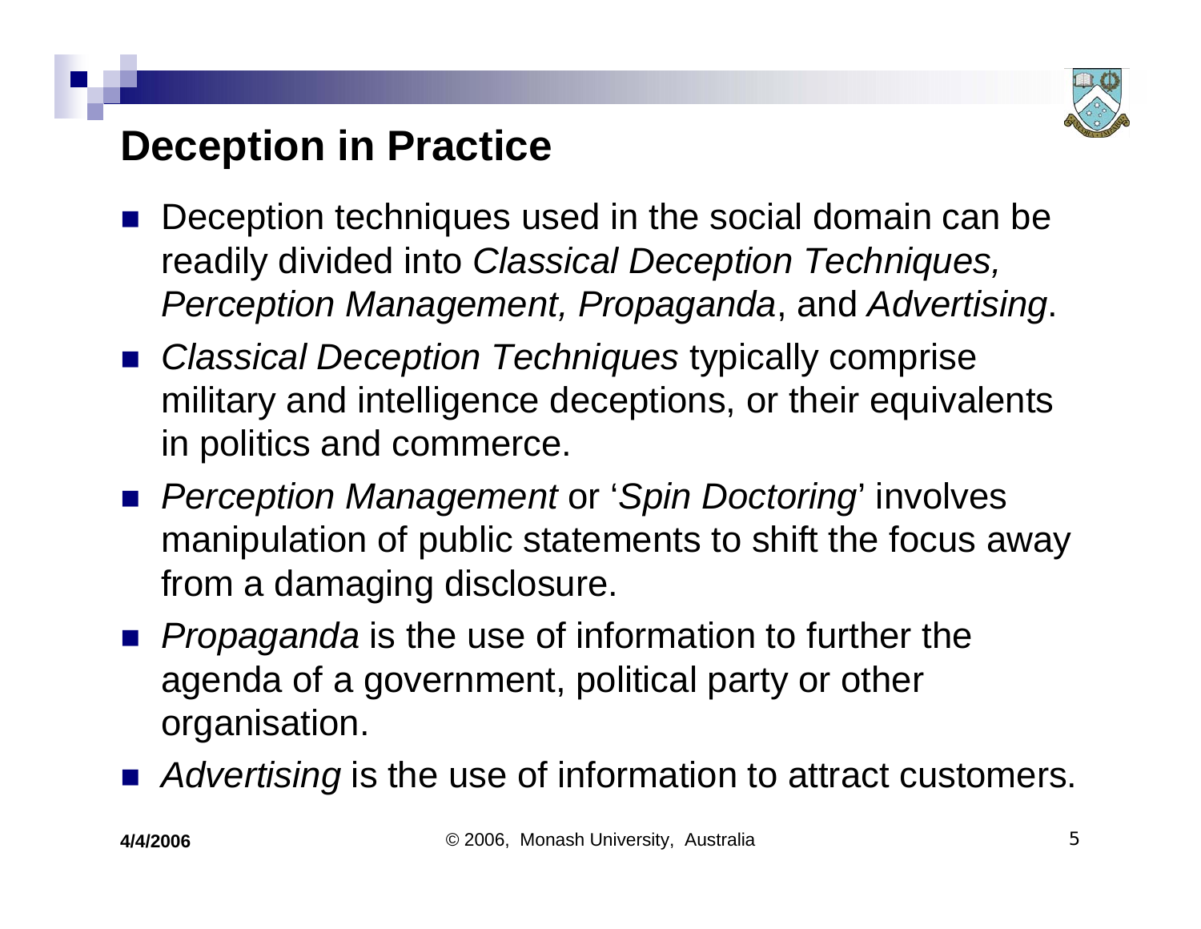# Deception in Practice

- Deception techniques used in the social domain can be readily divided into *Classical Deception Techniques, Perception Management, Propaganda*, and *Advertising*.
- *Classical Deception Techniques* typically comprise military and intelligence deceptions, or their equivalents in politics and commerce.
- *Perception Management* or '*Spin Doctoring*' involves manipulation of public statements to shift the focus away from a damaging disclosure.
- *Propaganda* is the use of information to further the agenda of a government, political party or other organisation.
- *Advertising* is the use of information to attract customers.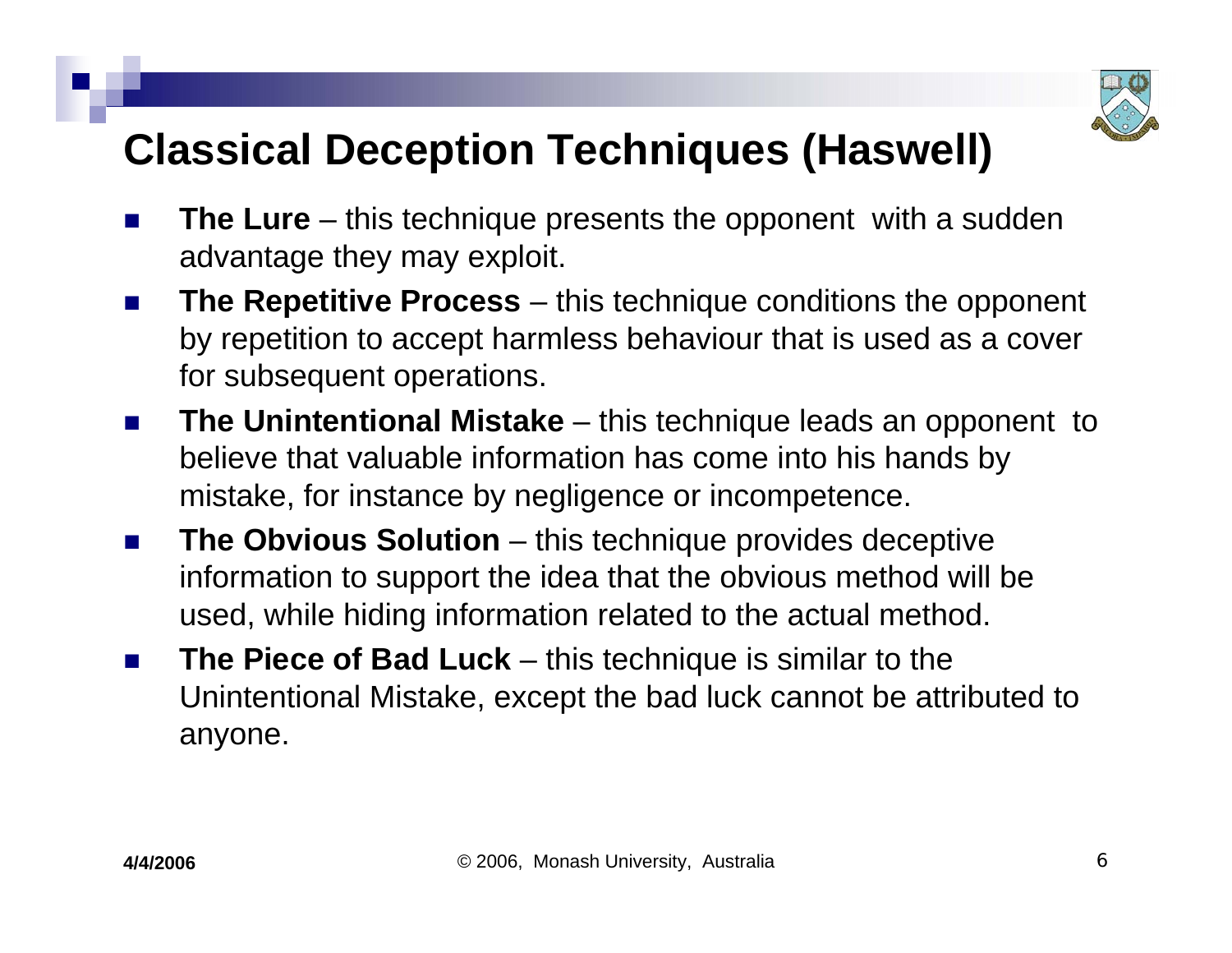# Classical Deception Techniques (Haswell)

- **The Lure** – this technique presents the opponent with a sudden advantage they may exploit.
- **The Repetitive Process** – this technique conditions the opponent by repetition to accept harmless behaviour that is used as a cover for subsequent operations.
- **The Unintentional Mistake** – this technique leads an opponent to believe that valuable information has come into his hands by mistake, for instance by negligence or incompetence.
- **The Obvious Solution** – this technique provides deceptive information to support the idea that the obvious method will be used, while hiding information related to the actual method.
- **The Piece of Bad Luck** – this technique is similar to the Unintentional Mistake, except the bad luck cannot be attributed to anyone.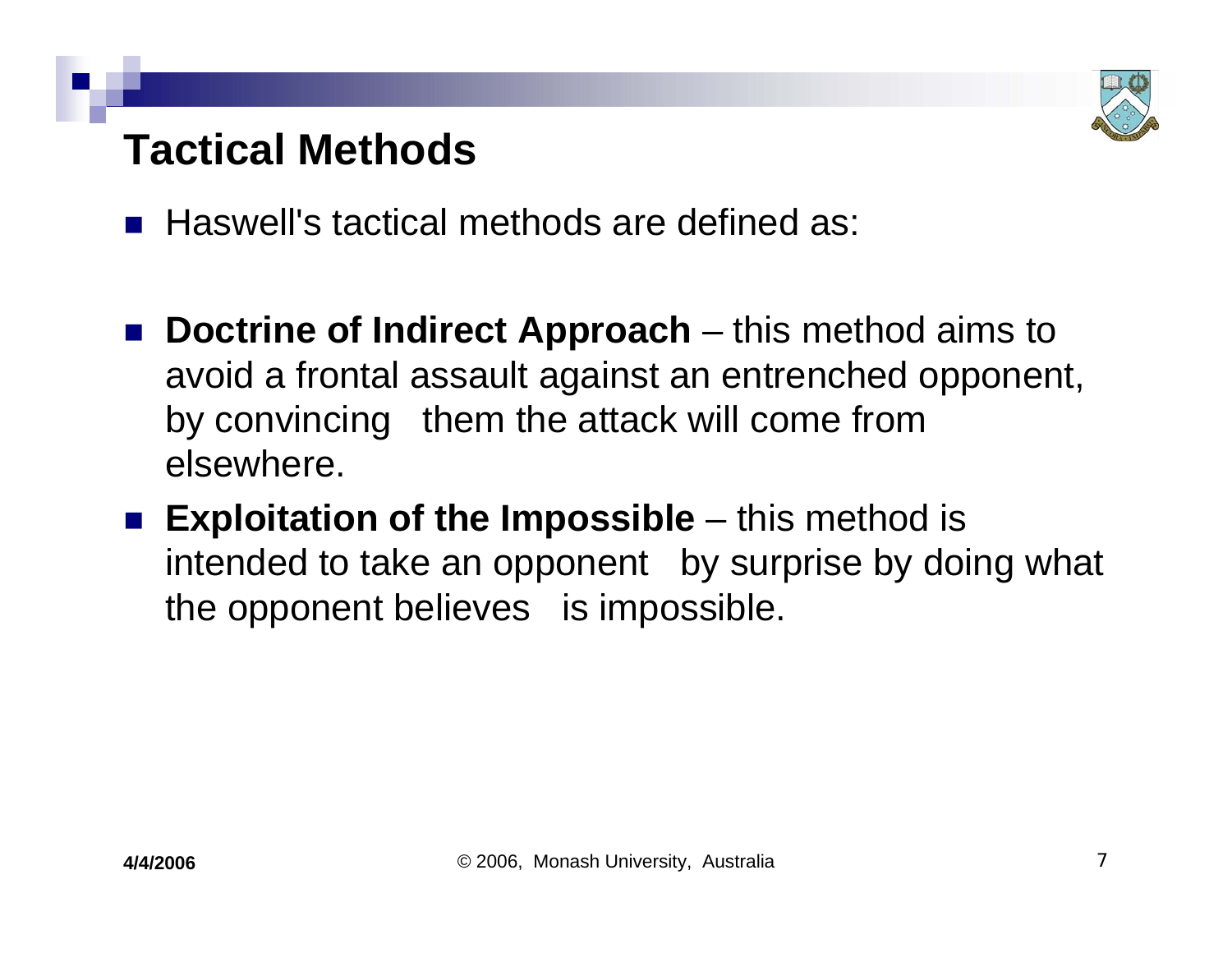# Tactical Methods

- Haswell's tactical methods are defined as:
- **Doctrine of Indirect Approach** – this method aims to avoid a frontal assault against an entrenched opponent, by convincing them the attack will come from elsewhere.
- **Exploitation of the Impossible** – this method is intended to take an opponent by surprise by doing what the opponent believes is impossible.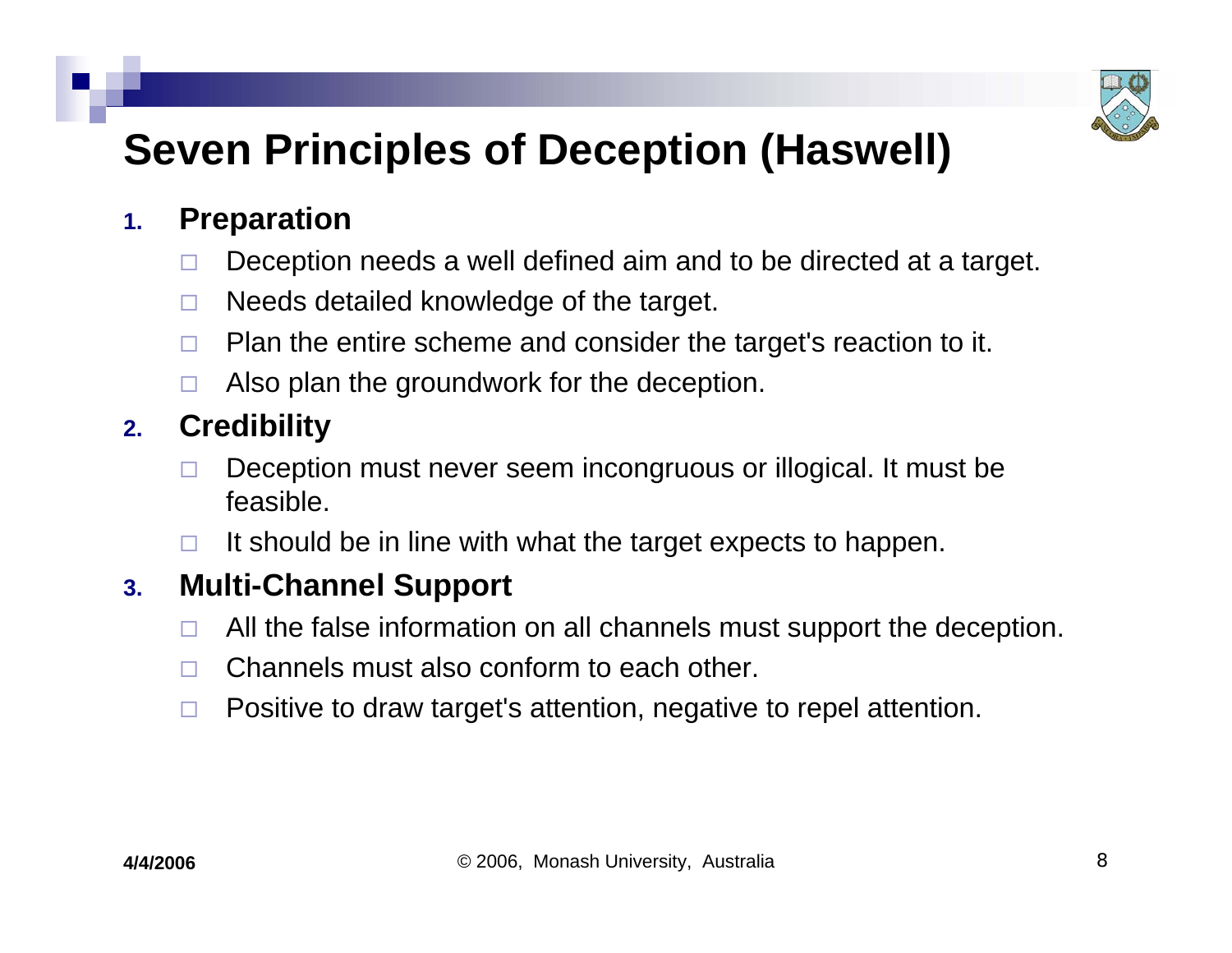# Seven Principles of Deception (Haswell)

1. **Preparation**
   - Deception needs a well defined aim and to be directed at a target.
   - Needs detailed knowledge of the target.
   - Plan the entire scheme and consider the target's reaction to it.
   - Also plan the groundwork for the deception.
2. **Credibility**
   - Deception must never seem incongruous or illogical. It must be feasible.
   - It should be in line with what the target expects to happen.
3. **Multi-Channel Support**
   - All the false information on all channels must support the deception.
   - Channels must also conform to each other.
   - Positive to draw target's attention, negative to repel attention.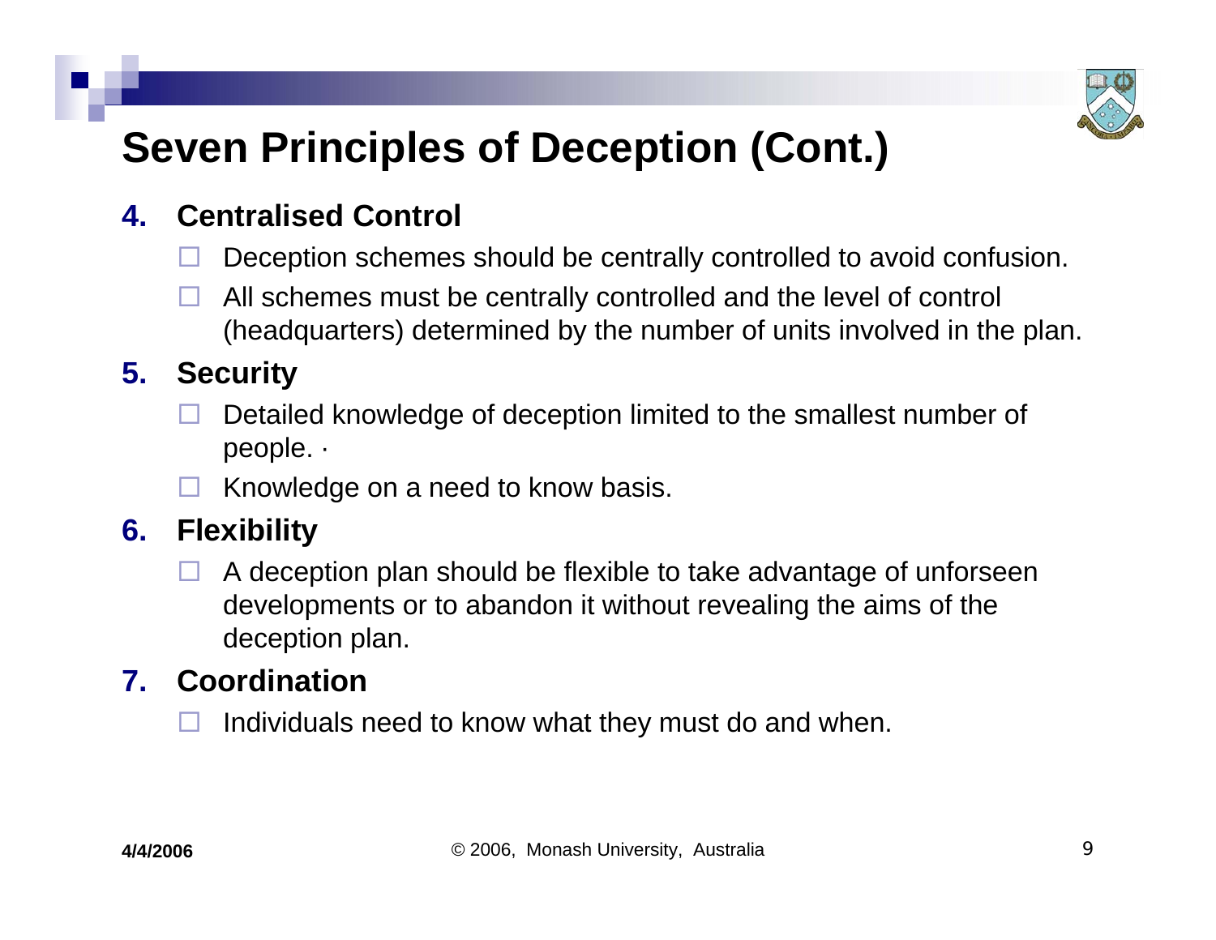# Seven Principles of Deception (Cont.)

4. **Centralised Control**
   - Deception schemes should be centrally controlled to avoid confusion.
   - All schemes must be centrally controlled and the level of control (headquarters) determined by the number of units involved in the plan.
5. **Security**
   - Detailed knowledge of deception limited to the smallest number of people. ·
   - Knowledge on a need to know basis.
6. **Flexibility**
   - A deception plan should be flexible to take advantage of unforseen developments or to abandon it without revealing the aims of the deception plan.
7. **Coordination**
   - Individuals need to know what they must do and when.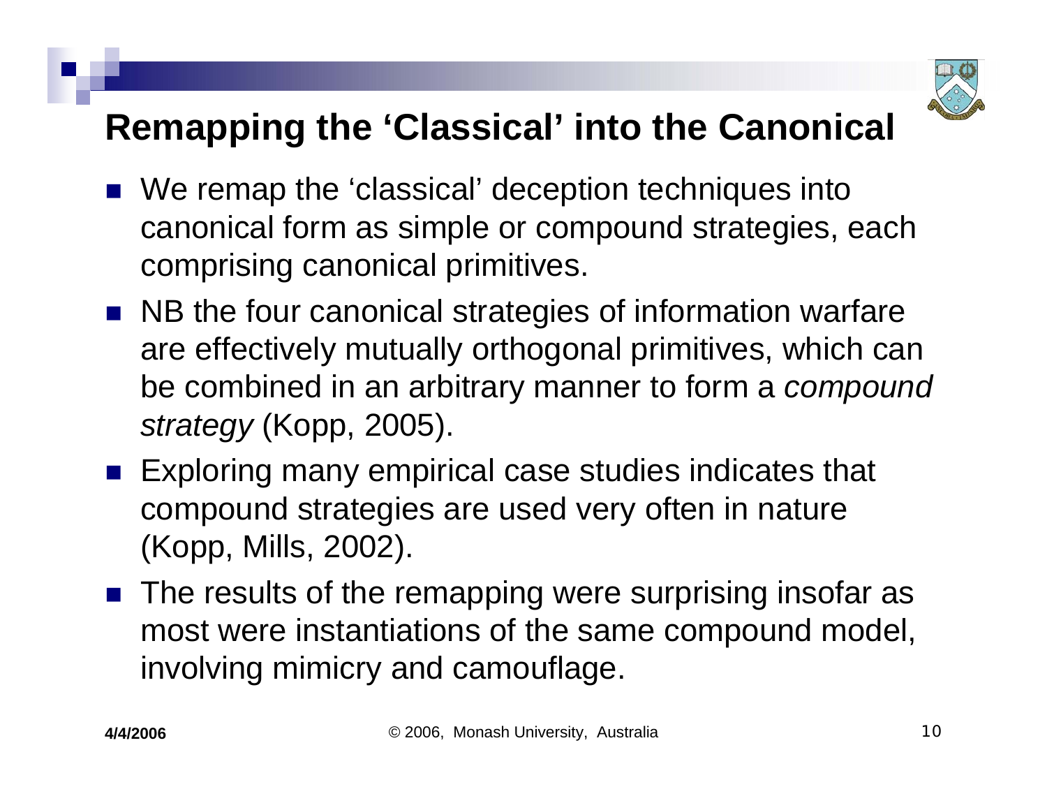# Remapping the 'Classical' into the Canonical

- We remap the 'classical' deception techniques into canonical form as simple or compound strategies, each comprising canonical primitives.
- NB the four canonical strategies of information warfare are effectively mutually orthogonal primitives, which can be combined in an arbitrary manner to form a *compound strategy* (Kopp, 2005).
- Exploring many empirical case studies indicates that compound strategies are used very often in nature (Kopp, Mills, 2002).
- The results of the remapping were surprising insofar as most were instantiations of the same compound model, involving mimicry and camouflage.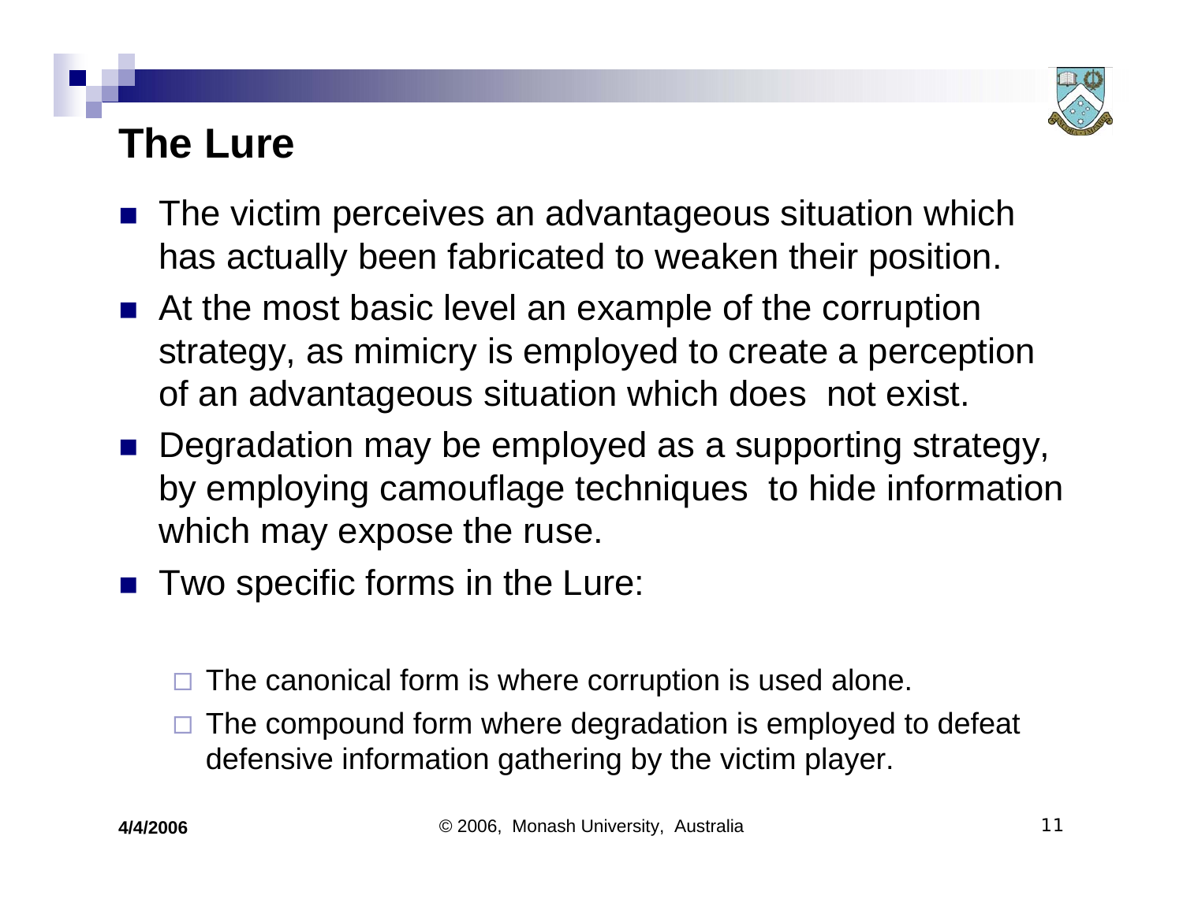# The Lure

- The victim perceives an advantageous situation which has actually been fabricated to weaken their position.
- At the most basic level an example of the corruption strategy, as mimicry is employed to create a perception of an advantageous situation which does not exist.
- Degradation may be employed as a supporting strategy, by employing camouflage techniques to hide information which may expose the ruse.
- Two specific forms in the Lure:
  - The canonical form is where corruption is used alone.
  - The compound form where degradation is employed to defeat defensive information gathering by the victim player.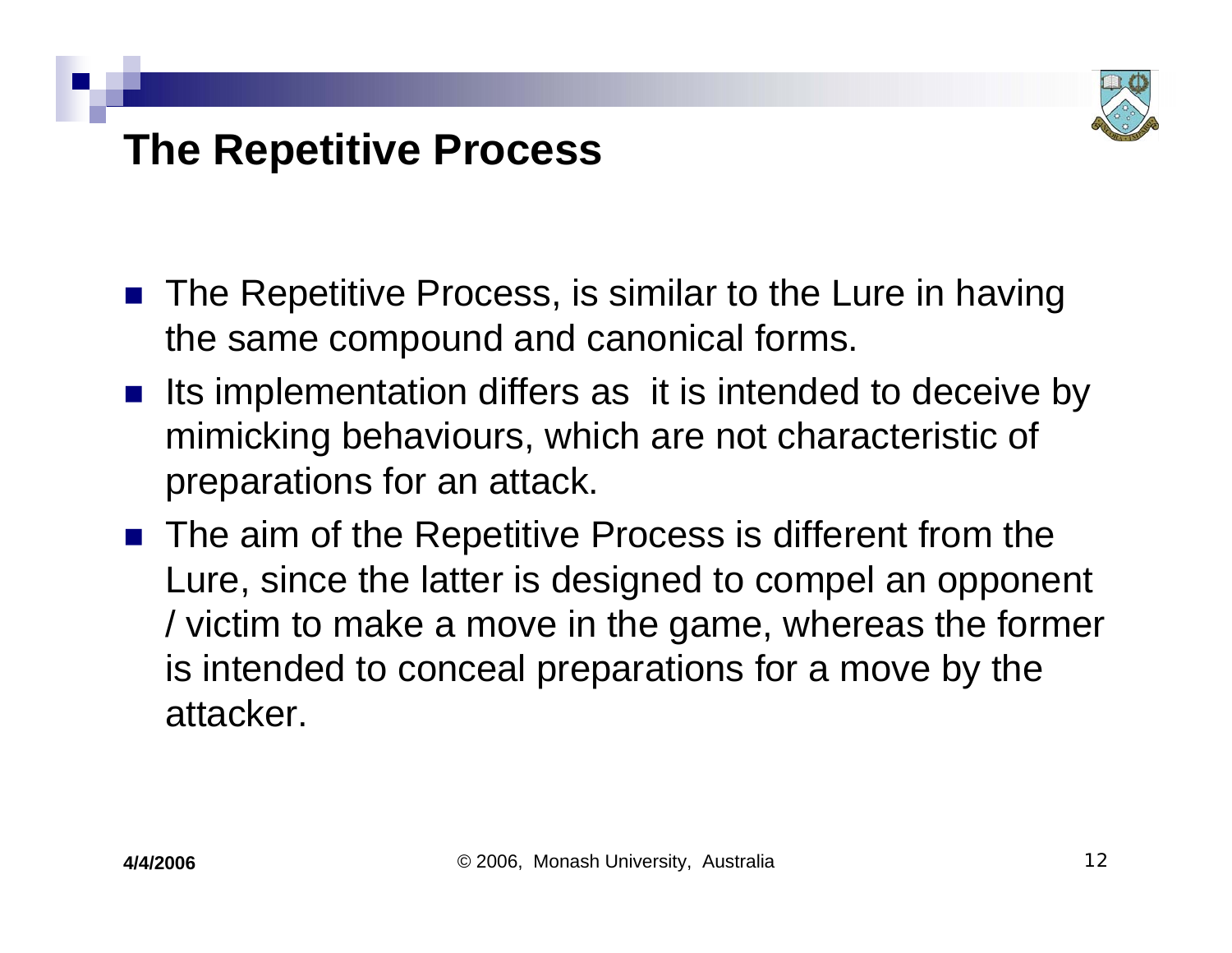# The Repetitive Process

- The Repetitive Process, is similar to the Lure in having the same compound and canonical forms.
- Its implementation differs as it is intended to deceive by mimicking behaviours, which are not characteristic of preparations for an attack.
- The aim of the Repetitive Process is different from the Lure, since the latter is designed to compel an opponent / victim to make a move in the game, whereas the former is intended to conceal preparations for a move by the attacker.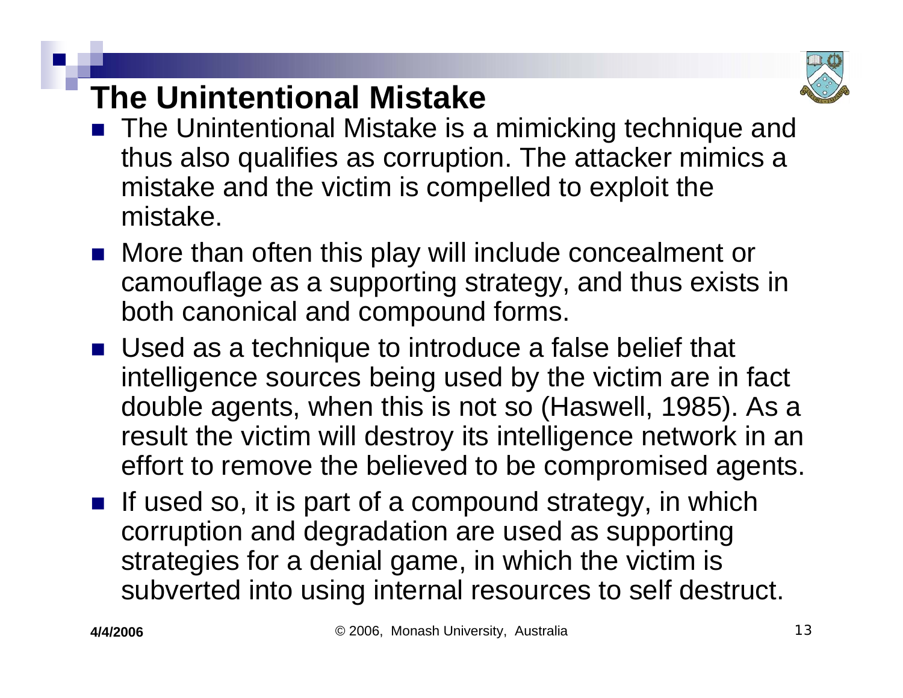## The Unintentional Mistake

- The Unintentional Mistake is a mimicking technique and thus also qualifies as corruption. The attacker mimics a mistake and the victim is compelled to exploit the mistake.
- More than often this play will include concealment or camouflage as a supporting strategy, and thus exists in both canonical and compound forms.
- Used as a technique to introduce a false belief that intelligence sources being used by the victim are in fact double agents, when this is not so (Haswell, 1985). As a result the victim will destroy its intelligence network in an effort to remove the believed to be compromised agents.
- If used so, it is part of a compound strategy, in which corruption and degradation are used as supporting strategies for a denial game, in which the victim is subverted into using internal resources to self destruct.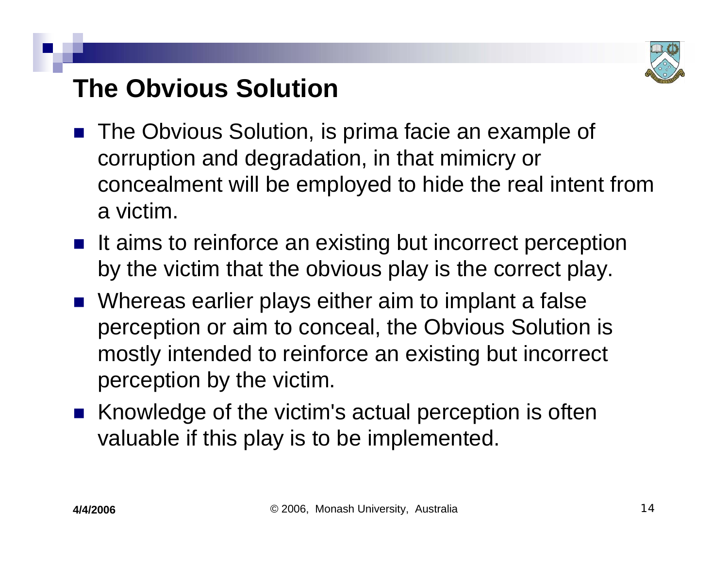# The Obvious Solution

- The Obvious Solution, is prima facie an example of corruption and degradation, in that mimicry or concealment will be employed to hide the real intent from a victim.
- It aims to reinforce an existing but incorrect perception by the victim that the obvious play is the correct play.
- Whereas earlier plays either aim to implant a false perception or aim to conceal, the Obvious Solution is mostly intended to reinforce an existing but incorrect perception by the victim.
- Knowledge of the victim's actual perception is often valuable if this play is to be implemented.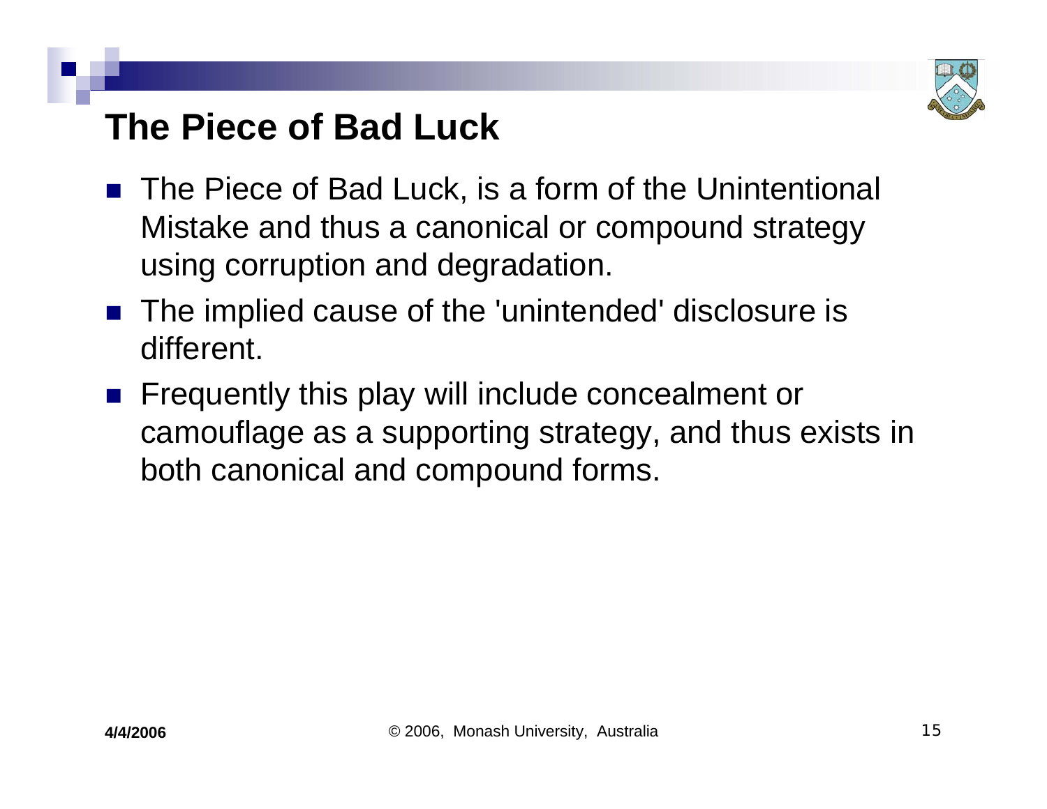# The Piece of Bad Luck

- The Piece of Bad Luck, is a form of the Unintentional Mistake and thus a canonical or compound strategy using corruption and degradation.
- The implied cause of the 'unintended' disclosure is different.
- Frequently this play will include concealment or camouflage as a supporting strategy, and thus exists in both canonical and compound forms.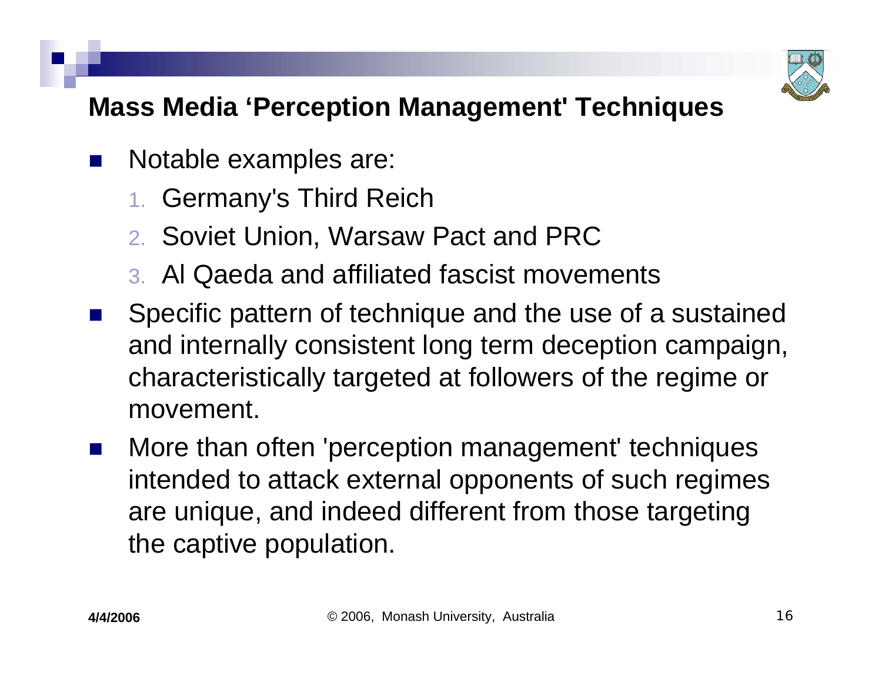## Mass Media 'Perception Management' Techniques

- Notable examples are:
  1. Germany's Third Reich
  2. Soviet Union, Warsaw Pact and PRC
  3. Al Qaeda and affiliated fascist movements
- Specific pattern of technique and the use of a sustained and internally consistent long term deception campaign, characteristically targeted at followers of the regime or movement.
- More than often 'perception management' techniques intended to attack external opponents of such regimes are unique, and indeed different from those targeting the captive population.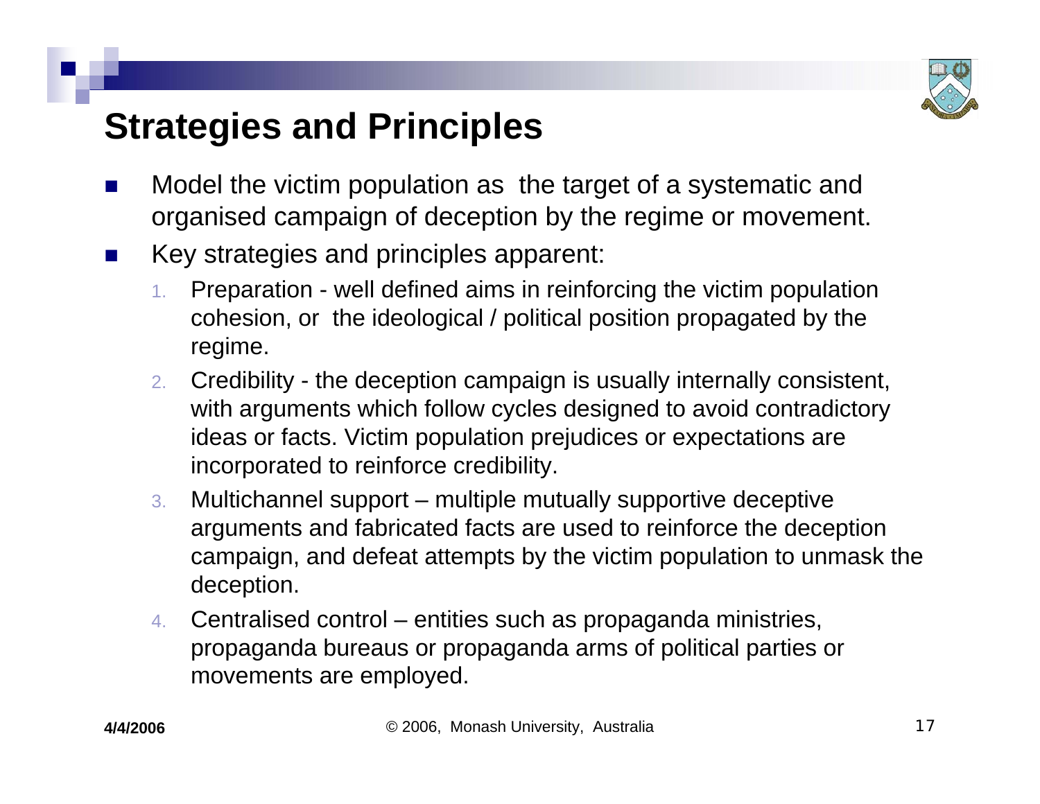# Strategies and Principles

- Model the victim population as the target of a systematic and organised campaign of deception by the regime or movement.
- Key strategies and principles apparent:
  1. Preparation - well defined aims in reinforcing the victim population cohesion, or the ideological / political position propagated by the regime.
  2. Credibility - the deception campaign is usually internally consistent, with arguments which follow cycles designed to avoid contradictory ideas or facts. Victim population prejudices or expectations are incorporated to reinforce credibility.
  3. Multichannel support – multiple mutually supportive deceptive arguments and fabricated facts are used to reinforce the deception campaign, and defeat attempts by the victim population to unmask the deception.
  4. Centralised control – entities such as propaganda ministries, propaganda bureaus or propaganda arms of political parties or movements are employed.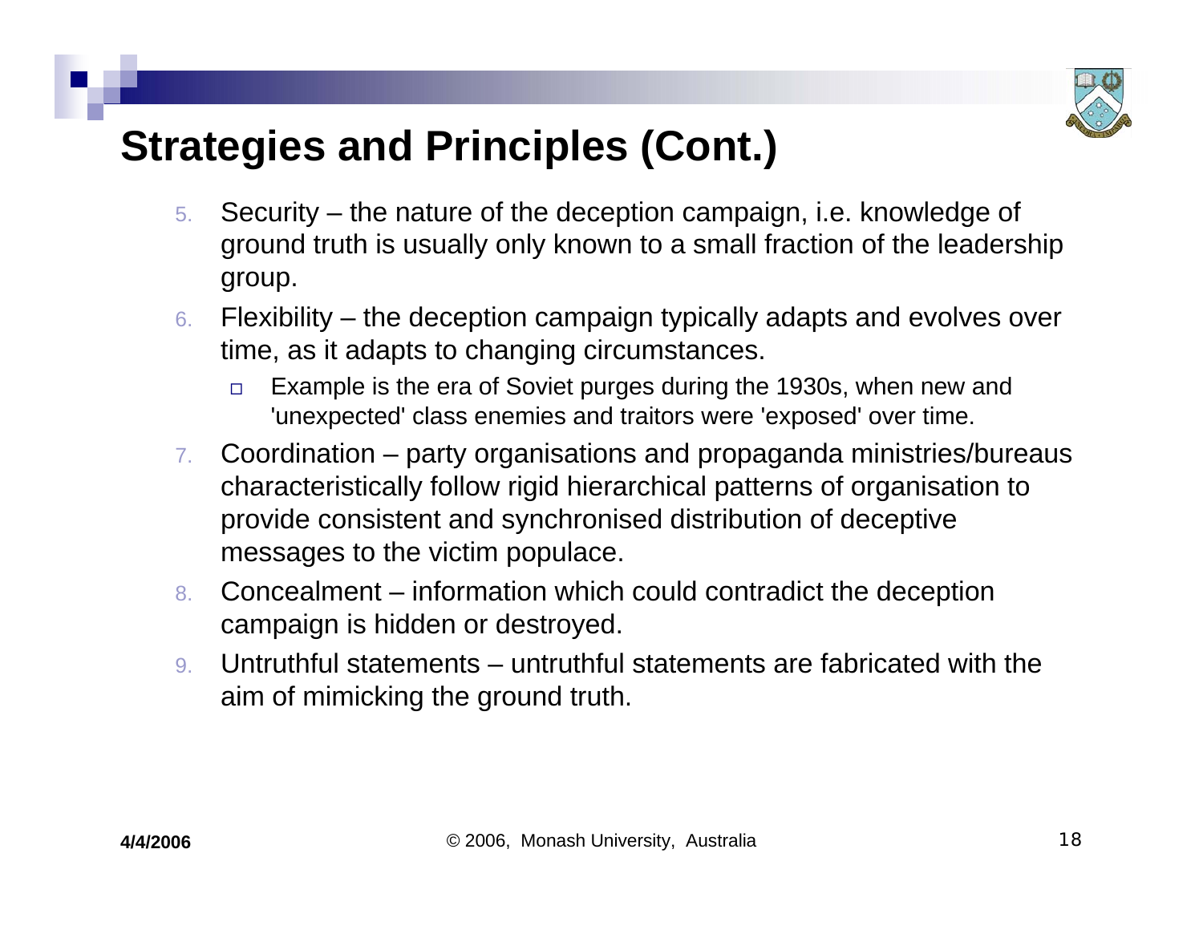# Strategies and Principles (Cont.)

5. Security – the nature of the deception campaign, i.e. knowledge of ground truth is usually only known to a small fraction of the leadership group.
6. Flexibility – the deception campaign typically adapts and evolves over time, as it adapts to changing circumstances.
   - Example is the era of Soviet purges during the 1930s, when new and 'unexpected' class enemies and traitors were 'exposed' over time.
7. Coordination – party organisations and propaganda ministries/bureaus characteristically follow rigid hierarchical patterns of organisation to provide consistent and synchronised distribution of deceptive messages to the victim populace.
8. Concealment – information which could contradict the deception campaign is hidden or destroyed.
9. Untruthful statements – untruthful statements are fabricated with the aim of mimicking the ground truth.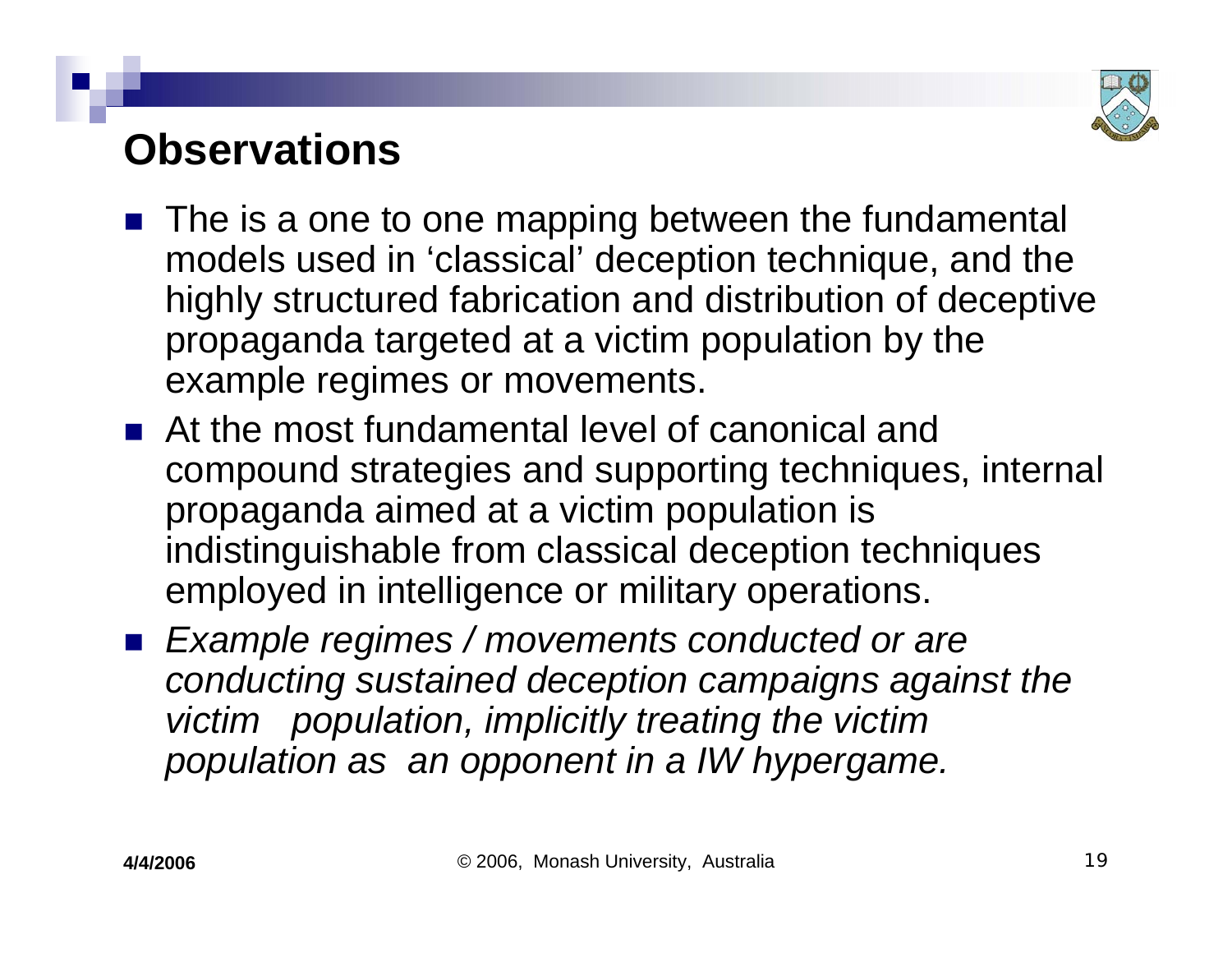## Observations

- The is a one to one mapping between the fundamental models used in 'classical' deception technique, and the highly structured fabrication and distribution of deceptive propaganda targeted at a victim population by the example regimes or movements.
- At the most fundamental level of canonical and compound strategies and supporting techniques, internal propaganda aimed at a victim population is indistinguishable from classical deception techniques employed in intelligence or military operations.
- *Example regimes / movements conducted or are conducting sustained deception campaigns against the victim population, implicitly treating the victim population as an opponent in a IW hypergame.*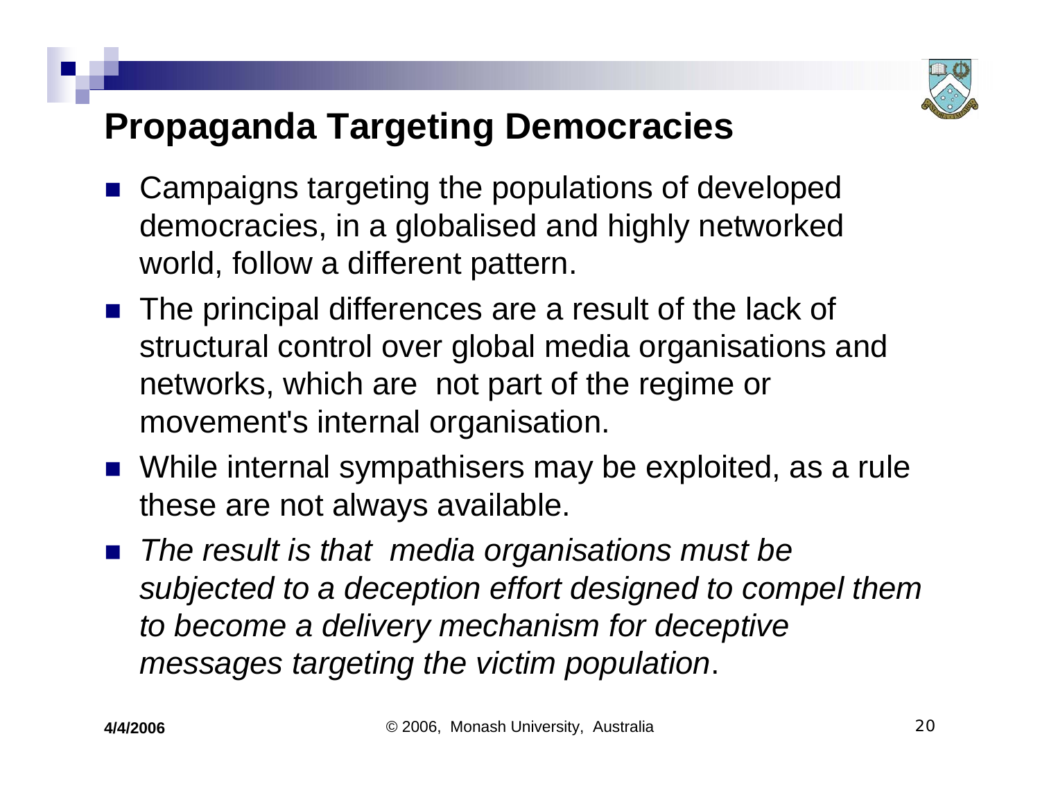# Propaganda Targeting Democracies

- Campaigns targeting the populations of developed democracies, in a globalised and highly networked world, follow a different pattern.
- The principal differences are a result of the lack of structural control over global media organisations and networks, which are not part of the regime or movement's internal organisation.
- While internal sympathisers may be exploited, as a rule these are not always available.
- *The result is that media organisations must be subjected to a deception effort designed to compel them to become a delivery mechanism for deceptive messages targeting the victim population*.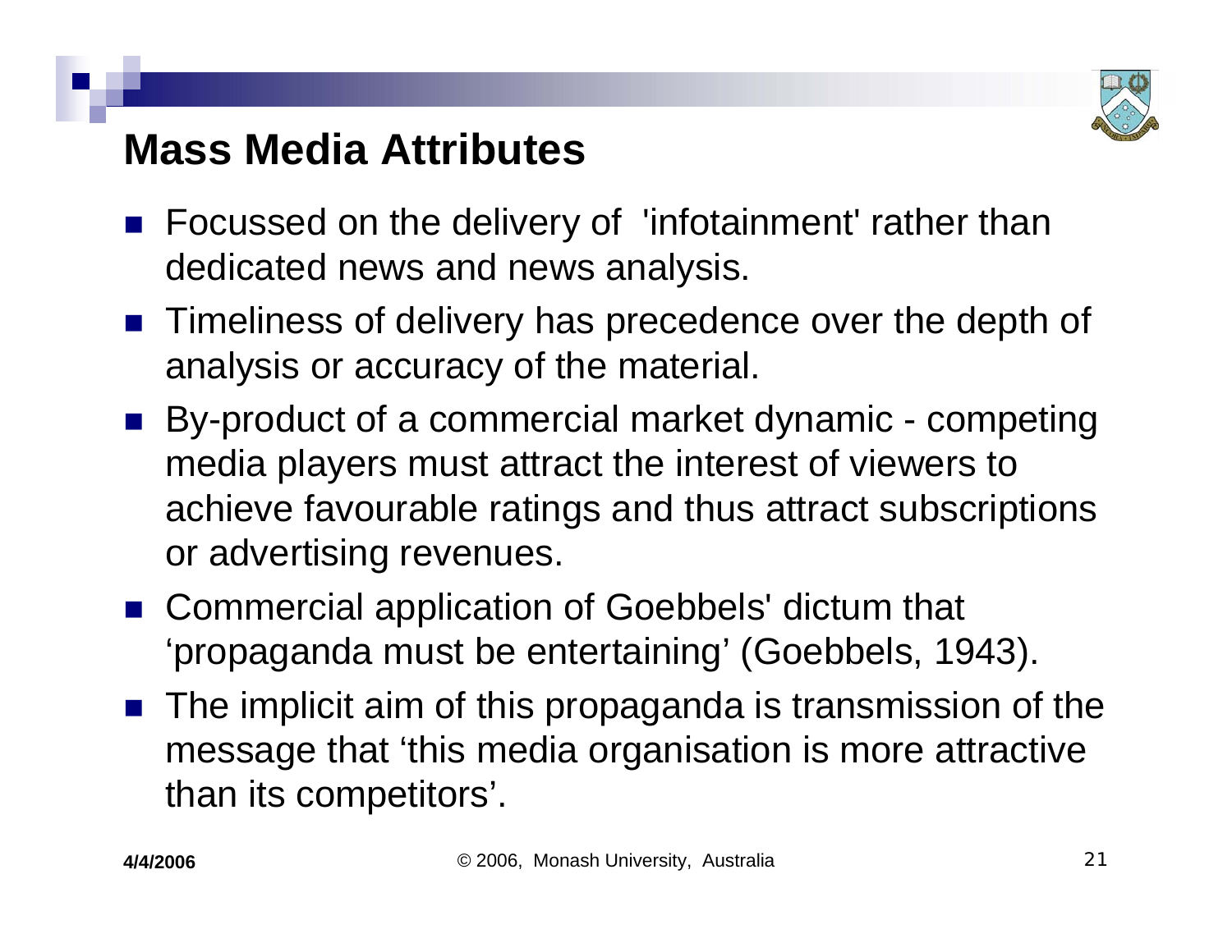# Mass Media Attributes

- Focussed on the delivery of 'infotainment' rather than dedicated news and news analysis.
- Timeliness of delivery has precedence over the depth of analysis or accuracy of the material.
- By-product of a commercial market dynamic - competing media players must attract the interest of viewers to achieve favourable ratings and thus attract subscriptions or advertising revenues.
- Commercial application of Goebbels' dictum that 'propaganda must be entertaining' (Goebbels, 1943).
- The implicit aim of this propaganda is transmission of the message that 'this media organisation is more attractive than its competitors'.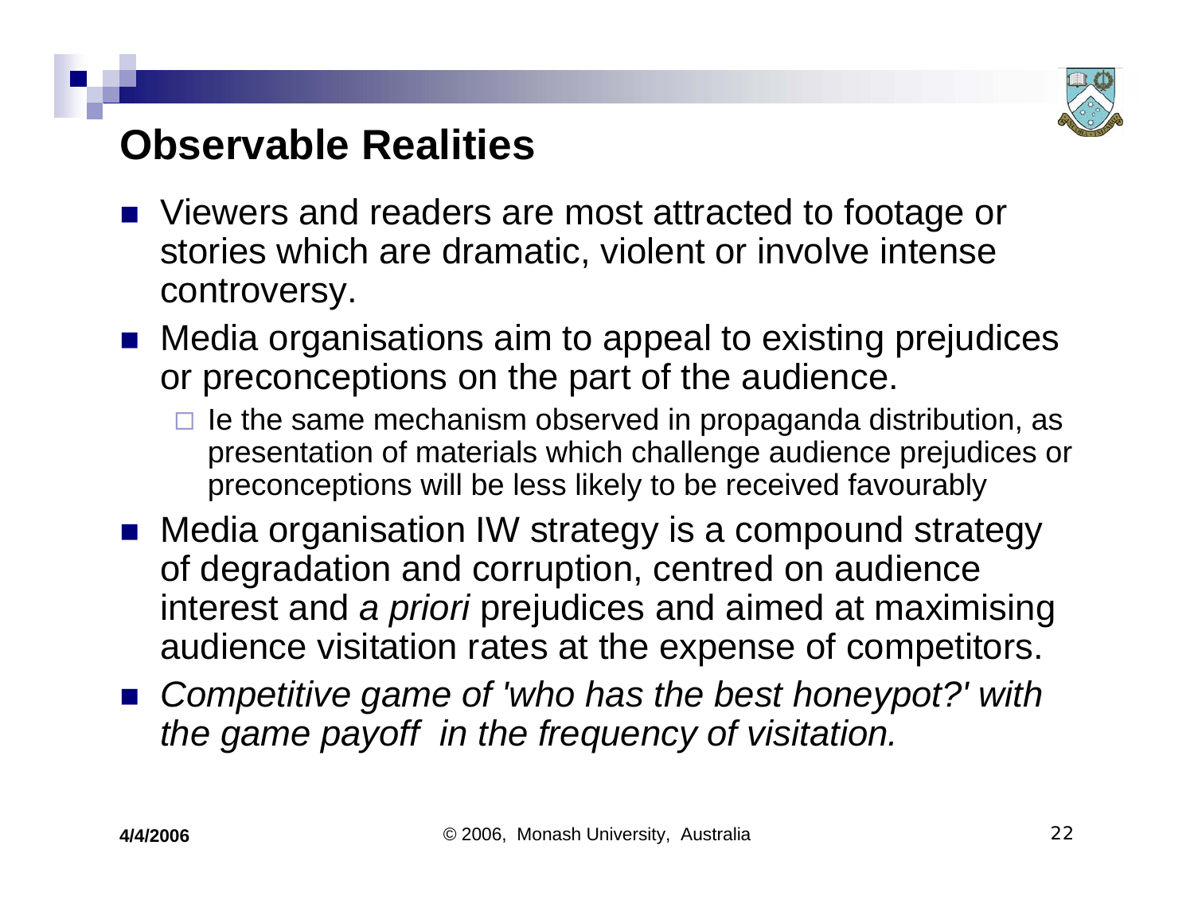## Observable Realities

- Viewers and readers are most attracted to footage or stories which are dramatic, violent or involve intense controversy.
- Media organisations aim to appeal to existing prejudices or preconceptions on the part of the audience.
  - Ie the same mechanism observed in propaganda distribution, as presentation of materials which challenge audience prejudices or preconceptions will be less likely to be received favourably
- Media organisation IW strategy is a compound strategy of degradation and corruption, centred on audience interest and *a priori* prejudices and aimed at maximising audience visitation rates at the expense of competitors.
- *Competitive game of 'who has the best honeypot?' with the game payoff in the frequency of visitation.*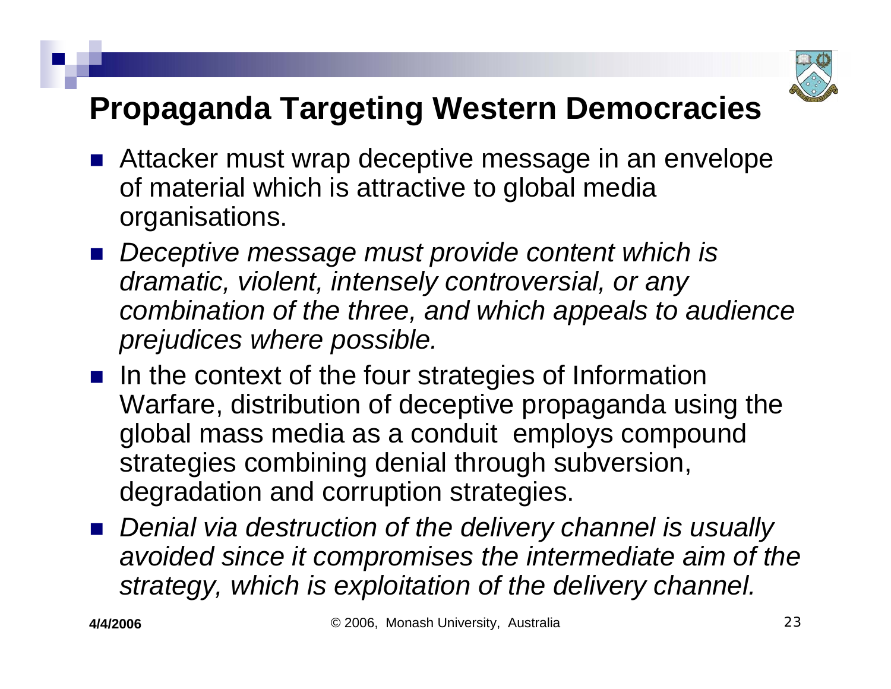# Propaganda Targeting Western Democracies

- Attacker must wrap deceptive message in an envelope of material which is attractive to global media organisations.
- *Deceptive message must provide content which is dramatic, violent, intensely controversial, or any combination of the three, and which appeals to audience prejudices where possible.*
- In the context of the four strategies of Information Warfare, distribution of deceptive propaganda using the global mass media as a conduit employs compound strategies combining denial through subversion, degradation and corruption strategies.
- *Denial via destruction of the delivery channel is usually avoided since it compromises the intermediate aim of the strategy, which is exploitation of the delivery channel.*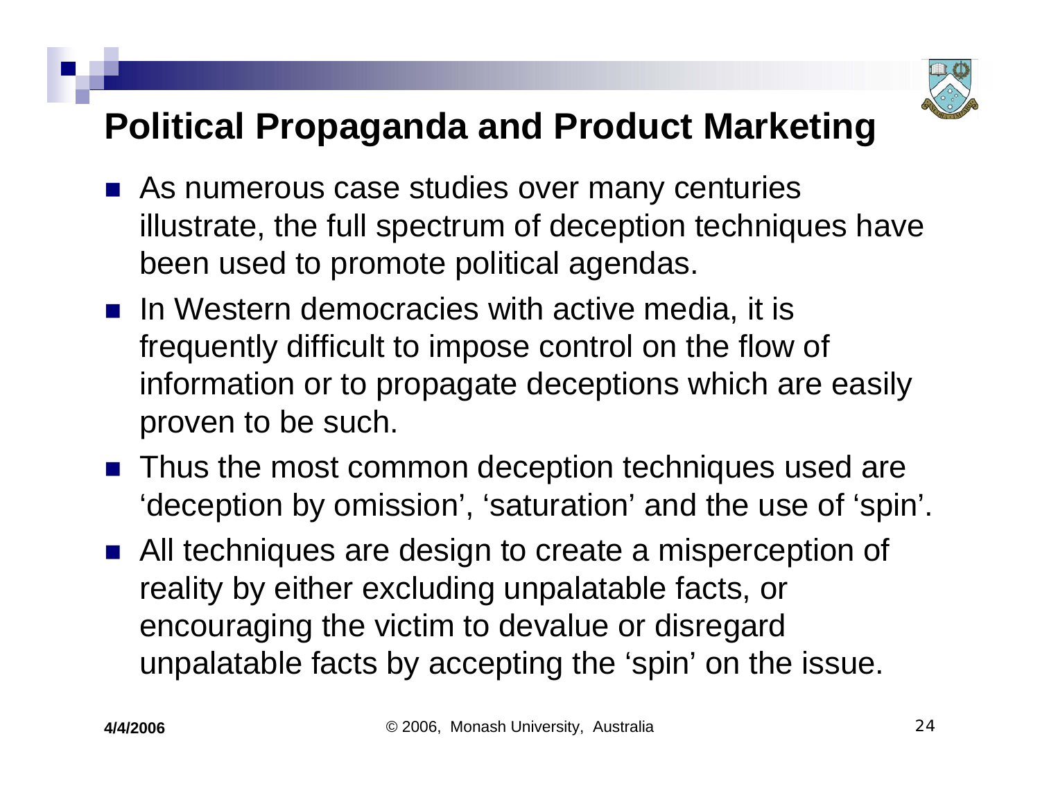## Political Propaganda and Product Marketing

- As numerous case studies over many centuries illustrate, the full spectrum of deception techniques have been used to promote political agendas.
- In Western democracies with active media, it is frequently difficult to impose control on the flow of information or to propagate deceptions which are easily proven to be such.
- Thus the most common deception techniques used are 'deception by omission', 'saturation' and the use of 'spin'.
- All techniques are design to create a misperception of reality by either excluding unpalatable facts, or encouraging the victim to devalue or disregard unpalatable facts by accepting the 'spin' on the issue.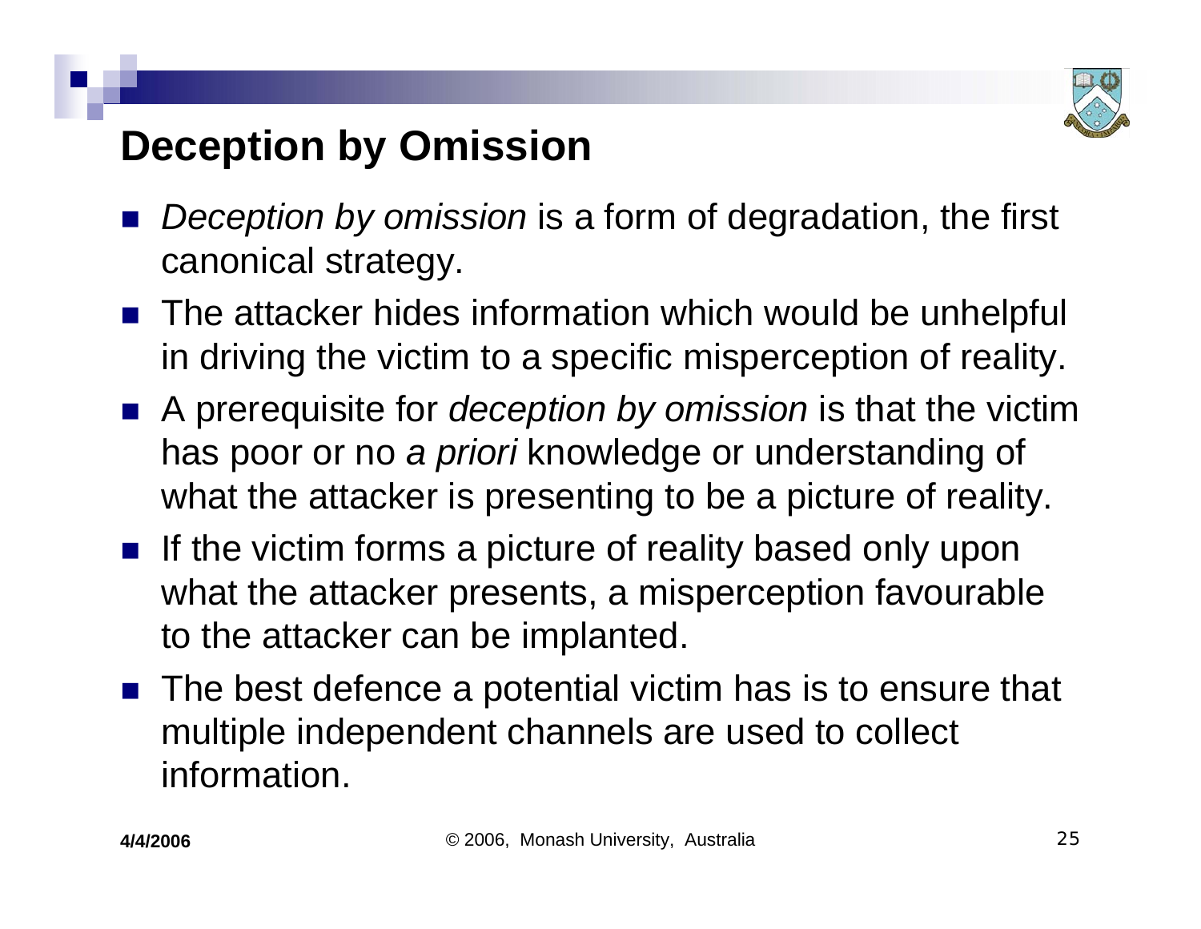# Deception by Omission

- *Deception by omission* is a form of degradation, the first canonical strategy.
- The attacker hides information which would be unhelpful in driving the victim to a specific misperception of reality.
- A prerequisite for *deception by omission* is that the victim has poor or no *a priori* knowledge or understanding of what the attacker is presenting to be a picture of reality.
- If the victim forms a picture of reality based only upon what the attacker presents, a misperception favourable to the attacker can be implanted.
- The best defence a potential victim has is to ensure that multiple independent channels are used to collect information.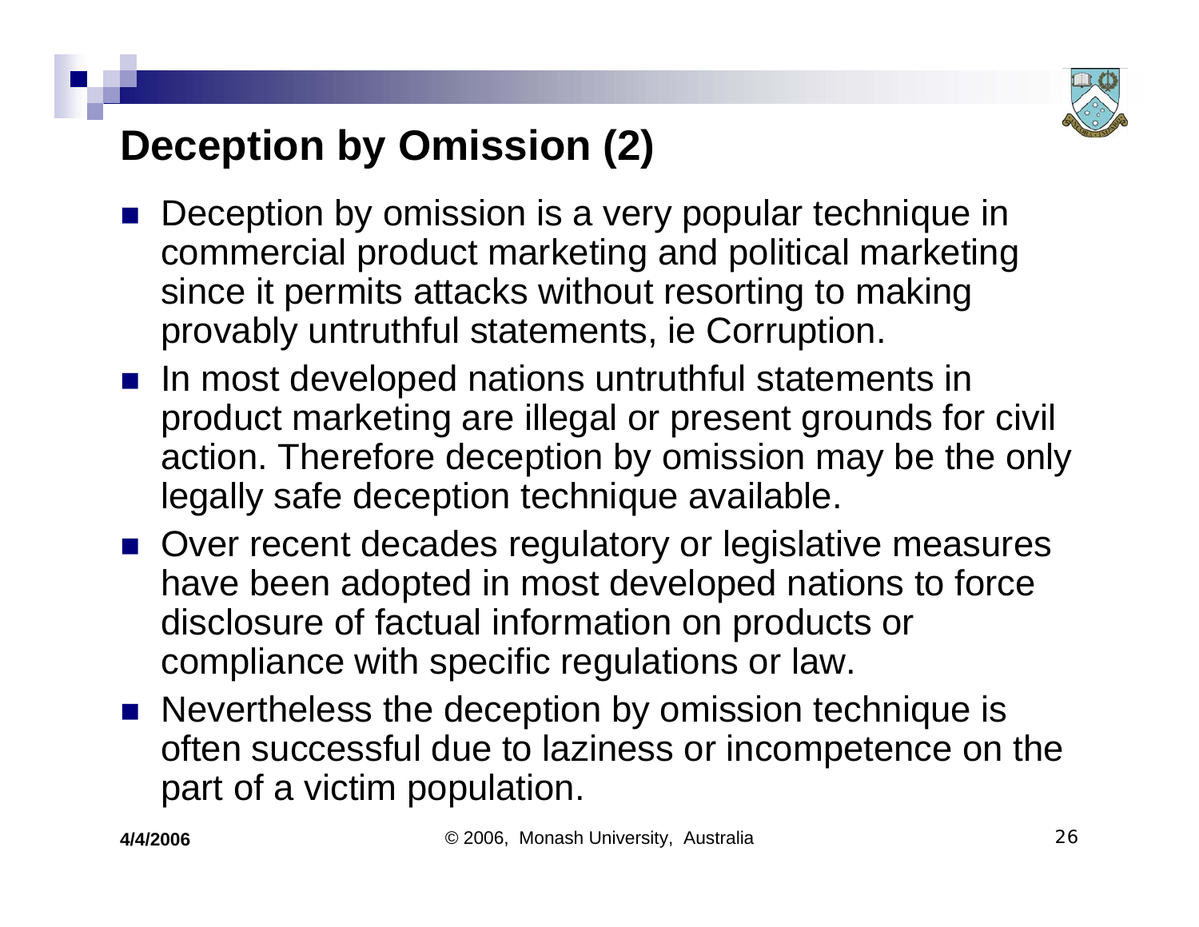# Deception by Omission (2)

- Deception by omission is a very popular technique in commercial product marketing and political marketing since it permits attacks without resorting to making provably untruthful statements, ie Corruption.
- In most developed nations untruthful statements in product marketing are illegal or present grounds for civil action. Therefore deception by omission may be the only legally safe deception technique available.
- Over recent decades regulatory or legislative measures have been adopted in most developed nations to force disclosure of factual information on products or compliance with specific regulations or law.
- Nevertheless the deception by omission technique is often successful due to laziness or incompetence on the part of a victim population.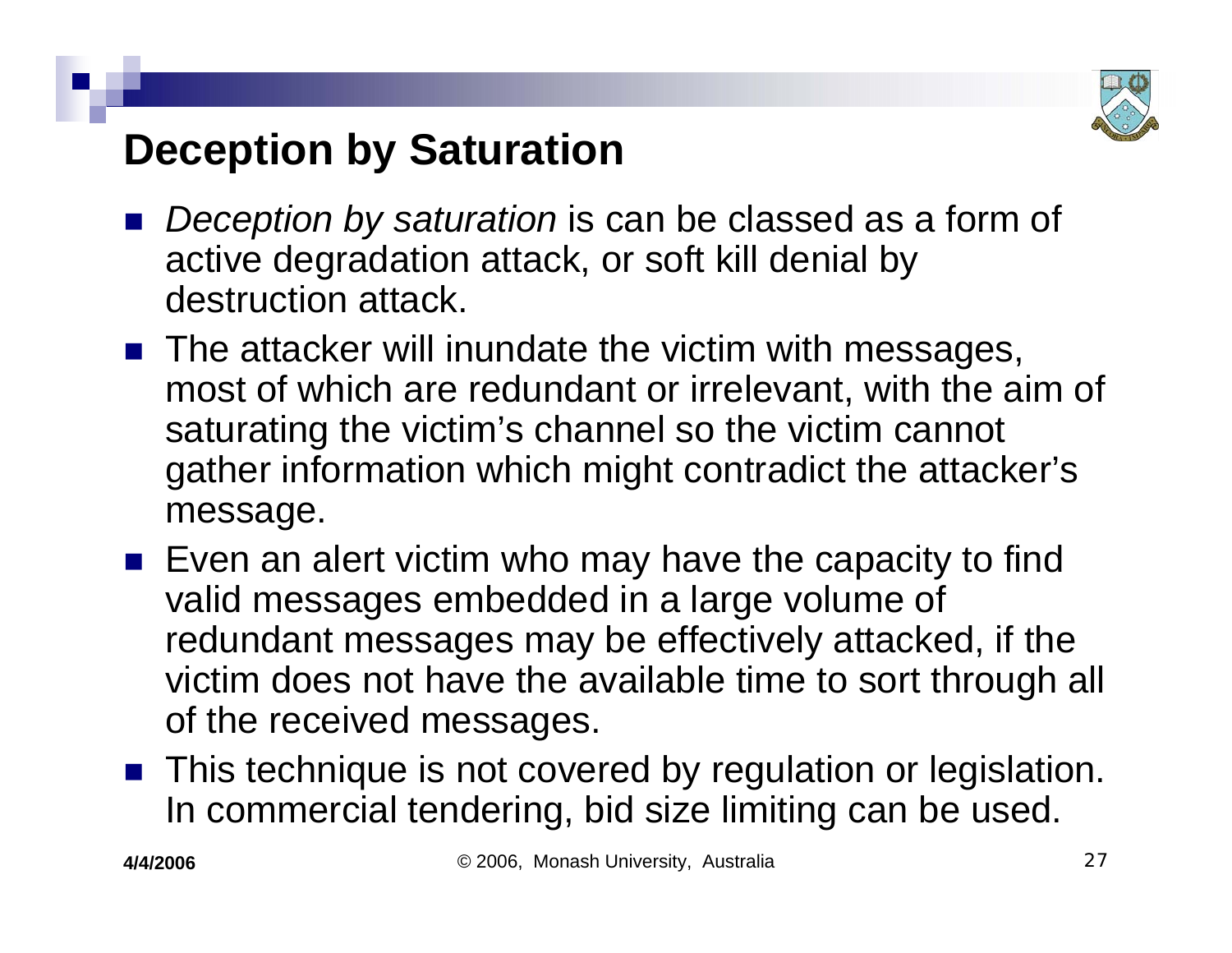# Deception by Saturation

- *Deception by saturation* is can be classed as a form of active degradation attack, or soft kill denial by destruction attack.
- The attacker will inundate the victim with messages, most of which are redundant or irrelevant, with the aim of saturating the victim's channel so the victim cannot gather information which might contradict the attacker's message.
- Even an alert victim who may have the capacity to find valid messages embedded in a large volume of redundant messages may be effectively attacked, if the victim does not have the available time to sort through all of the received messages.
- This technique is not covered by regulation or legislation. In commercial tendering, bid size limiting can be used.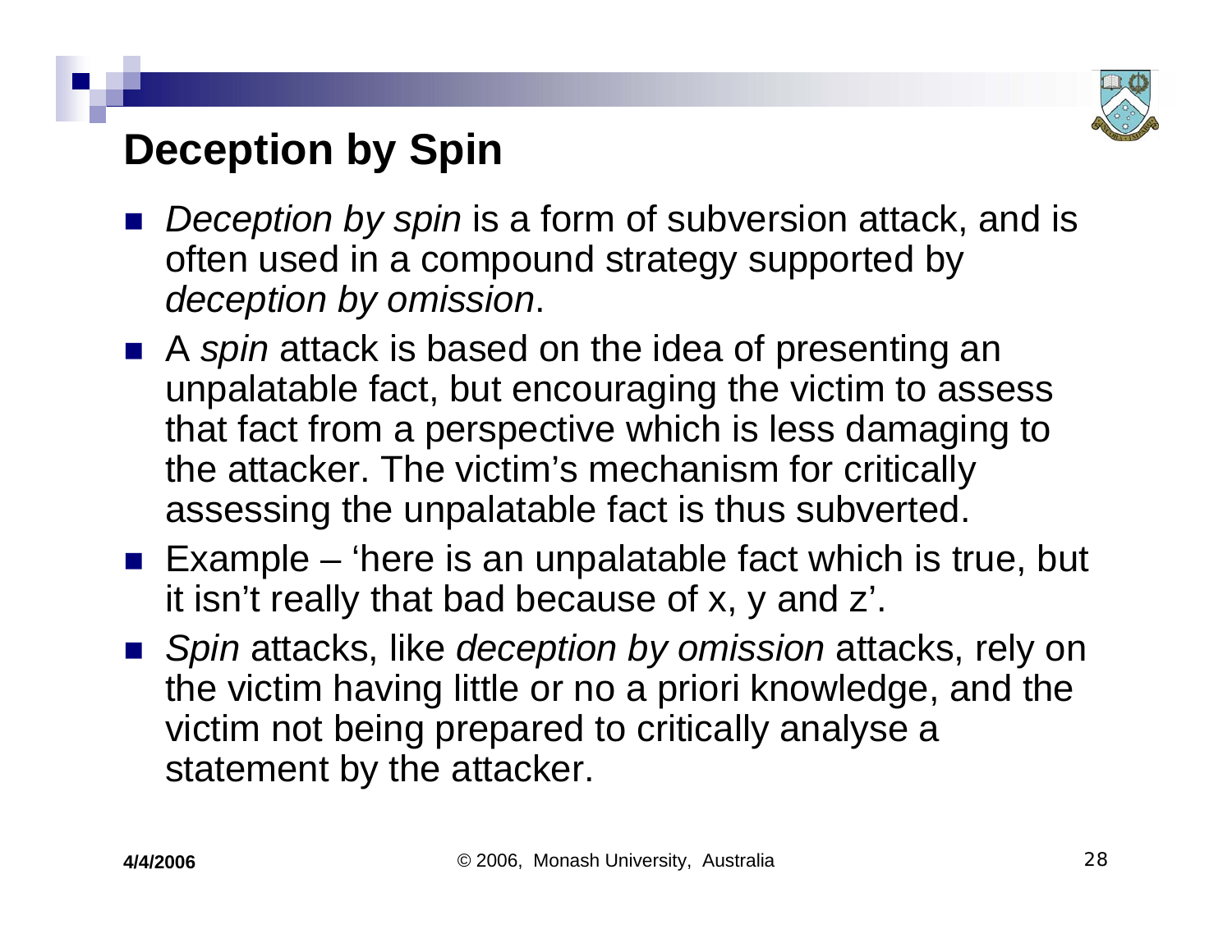# Deception by Spin

- *Deception by spin* is a form of subversion attack, and is often used in a compound strategy supported by *deception by omission*.
- A *spin* attack is based on the idea of presenting an unpalatable fact, but encouraging the victim to assess that fact from a perspective which is less damaging to the attacker. The victim's mechanism for critically assessing the unpalatable fact is thus subverted.
- Example – 'here is an unpalatable fact which is true, but it isn't really that bad because of x, y and z'.
- *Spin* attacks, like *deception by omission* attacks, rely on the victim having little or no a priori knowledge, and the victim not being prepared to critically analyse a statement by the attacker.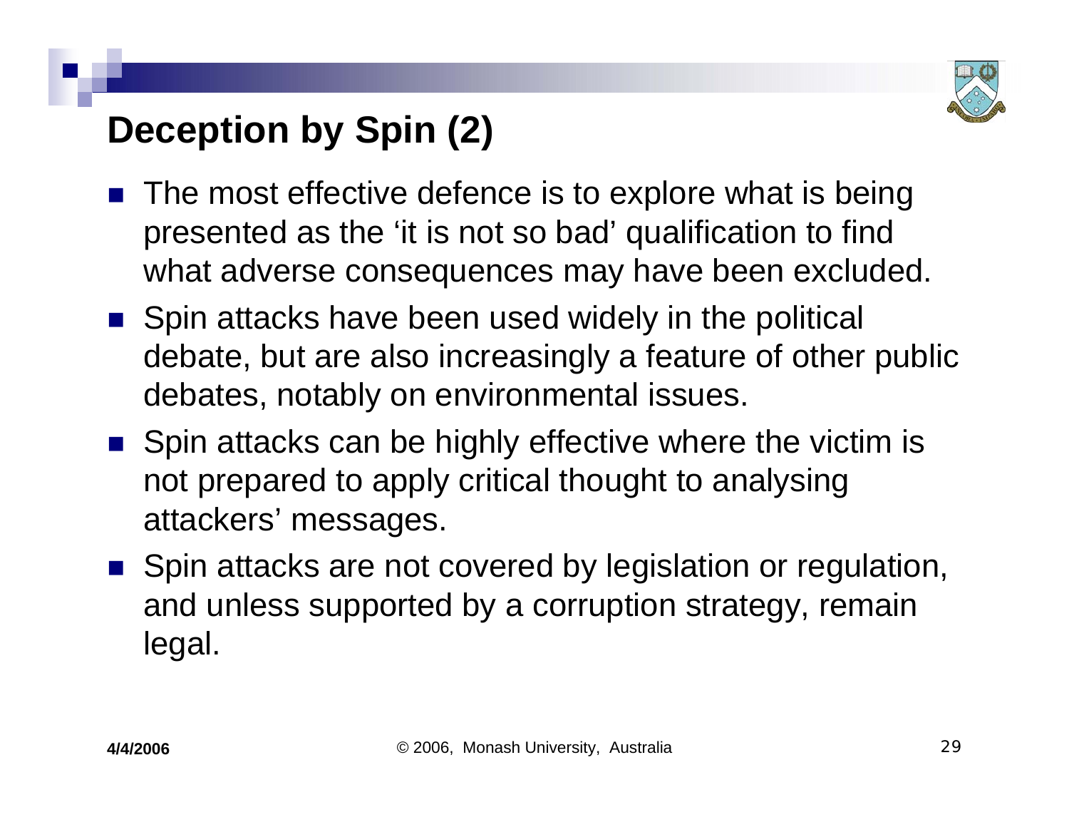# Deception by Spin (2)

- The most effective defence is to explore what is being presented as the ‘it is not so bad’ qualification to find what adverse consequences may have been excluded.
- Spin attacks have been used widely in the political debate, but are also increasingly a feature of other public debates, notably on environmental issues.
- Spin attacks can be highly effective where the victim is not prepared to apply critical thought to analysing attackers’ messages.
- Spin attacks are not covered by legislation or regulation, and unless supported by a corruption strategy, remain legal.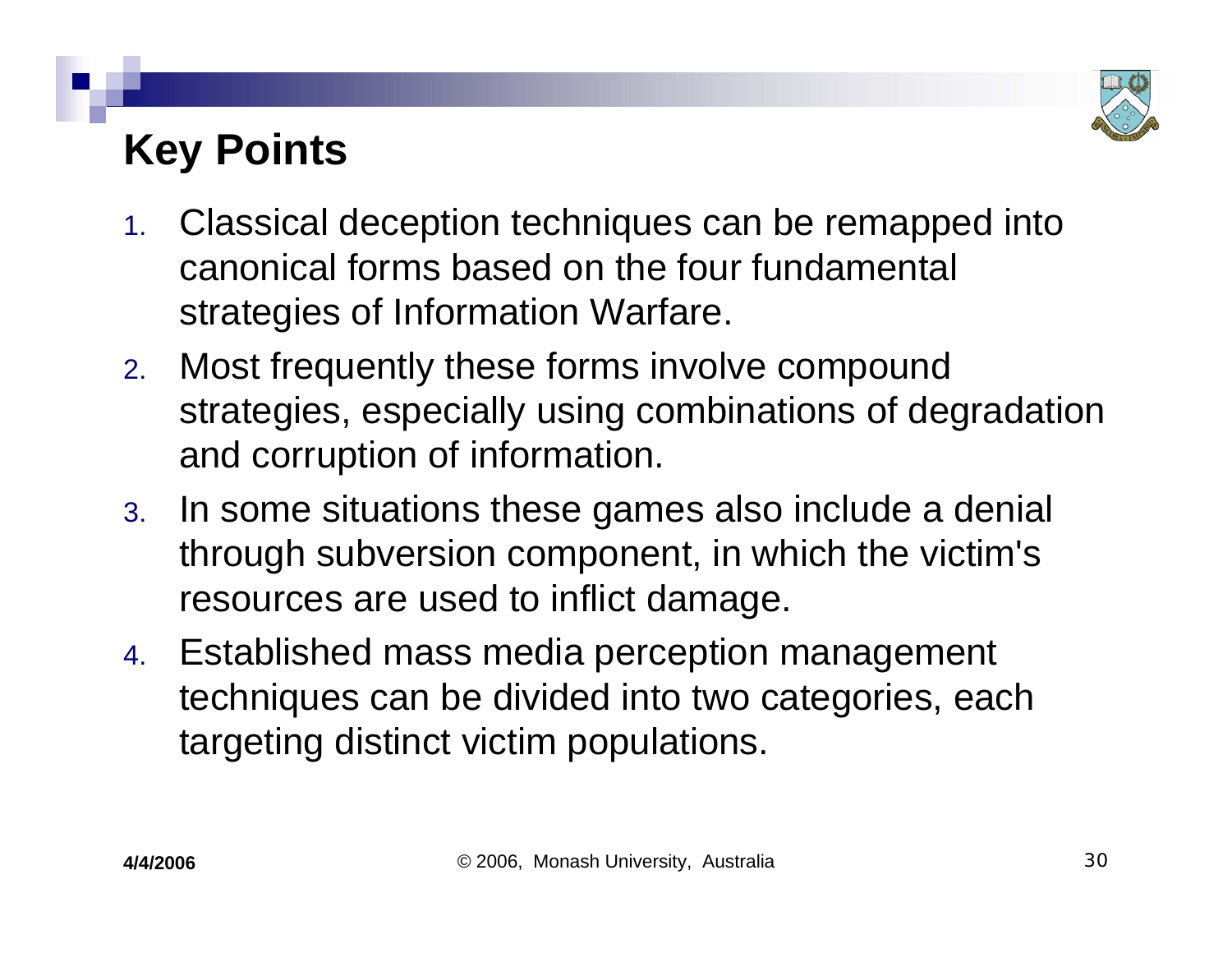# Key Points

1. Classical deception techniques can be remapped into canonical forms based on the four fundamental strategies of Information Warfare.
2. Most frequently these forms involve compound strategies, especially using combinations of degradation and corruption of information.
3. In some situations these games also include a denial through subversion component, in which the victim's resources are used to inflict damage.
4. Established mass media perception management techniques can be divided into two categories, each targeting distinct victim populations.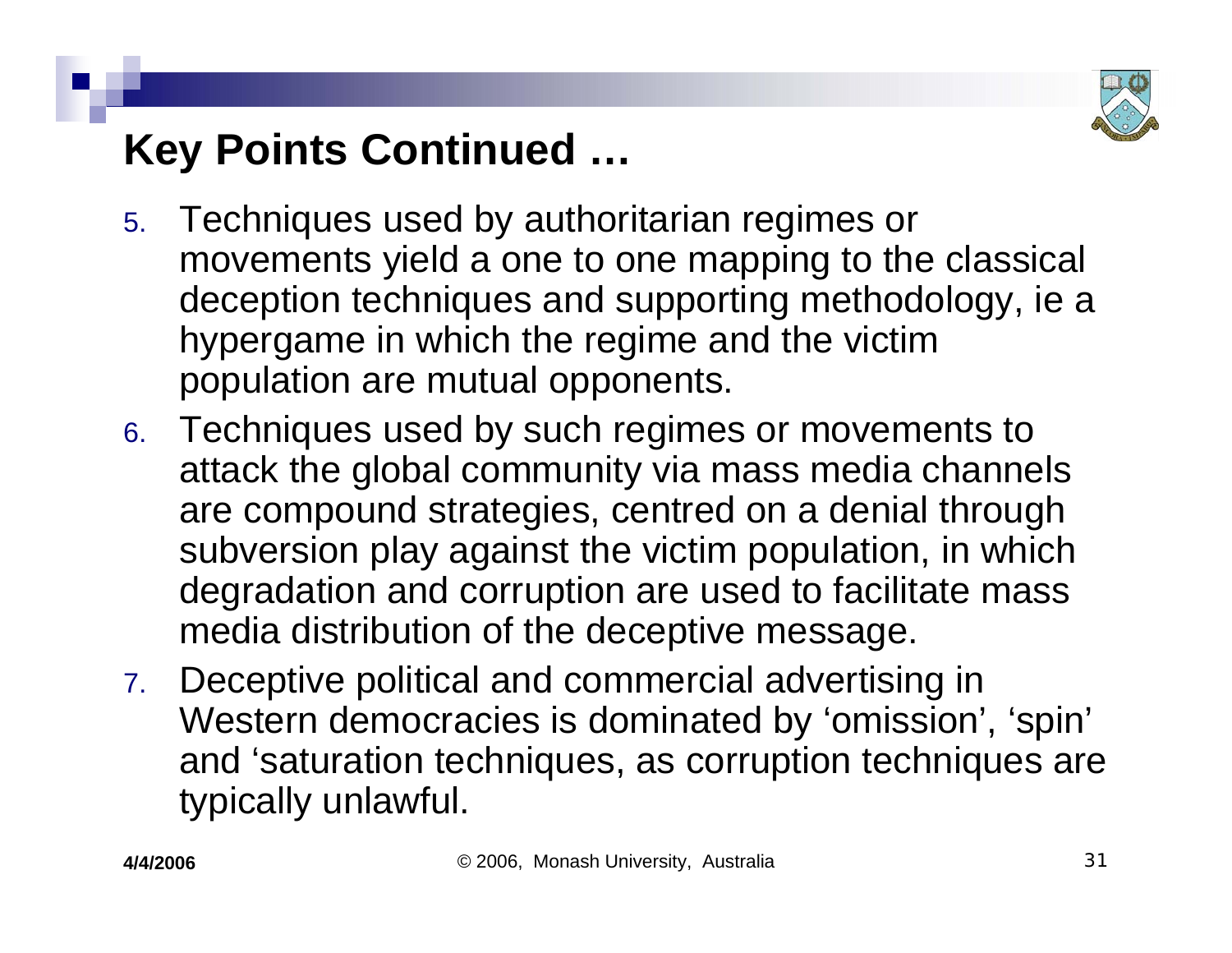# Key Points Continued …

5. Techniques used by authoritarian regimes or movements yield a one to one mapping to the classical deception techniques and supporting methodology, ie a hypergame in which the regime and the victim population are mutual opponents.
6. Techniques used by such regimes or movements to attack the global community via mass media channels are compound strategies, centred on a denial through subversion play against the victim population, in which degradation and corruption are used to facilitate mass media distribution of the deceptive message.
7. Deceptive political and commercial advertising in Western democracies is dominated by 'omission', 'spin' and 'saturation techniques, as corruption techniques are typically unlawful.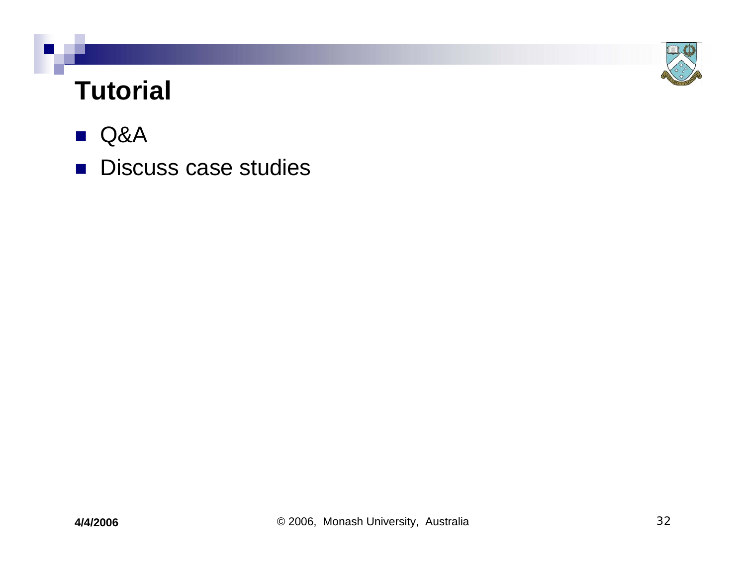# Tutorial

- Q&A
- Discuss case studies